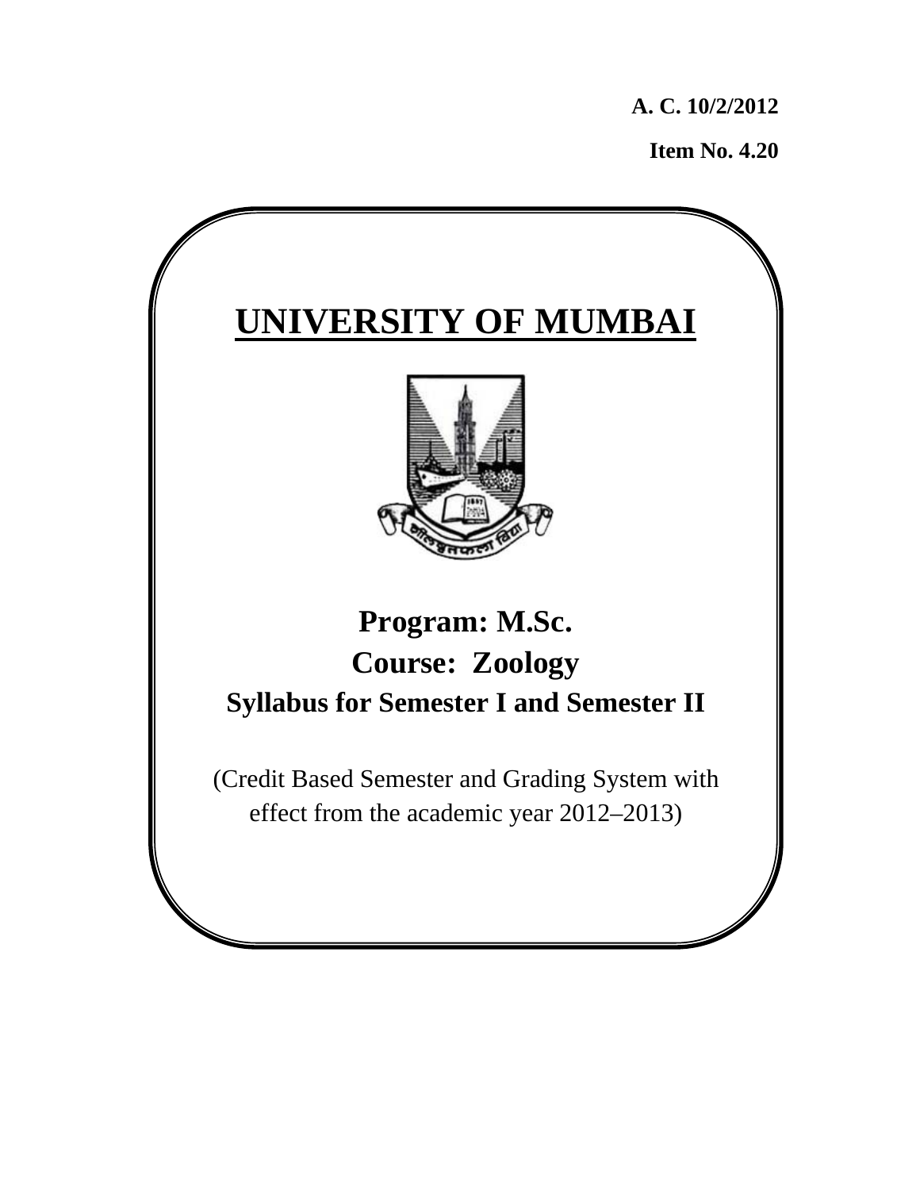**A. C. 10/2/2012**

**Item No. 4.20**

# UNIVERSITY OF MUMBAI

## Program: M.Sc.

## Course: Zoology

### Syllabus for Semester I and Semester II

(Credit Based Semester and Grading System with effect from the academic year 2012–2013)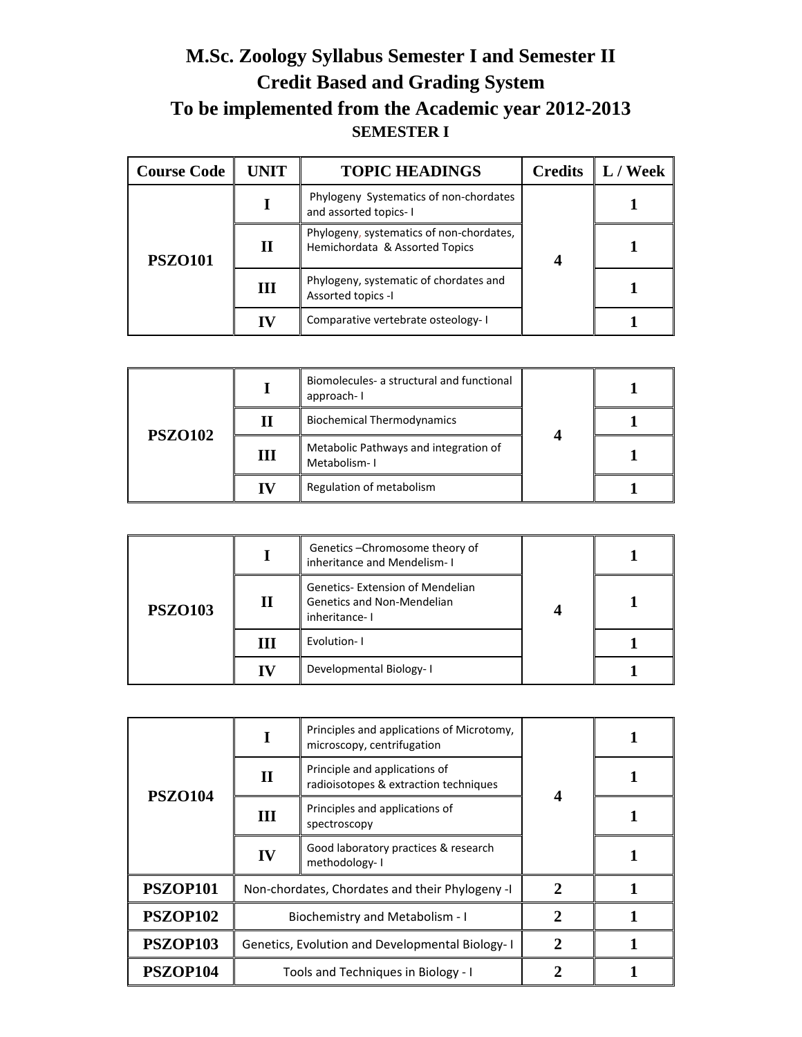# M.Sc. Zoology Syllabus Semester I and Semester II
# Credit Based and Grading System
# To be implemented from the Academic year 2012-2013

## SEMESTER I

| Course Code | UNIT | TOPIC HEADINGS | Credits | L / Week |
|---|---|---|---|---|
| PSZO101 | I | Phylogeny Systematics of non-chordates and assorted topics- I | 4 | 1 |
| | II | Phylogeny, systematics of non-chordates, Hemichordata & Assorted Topics | | 1 |
| | III | Phylogeny, systematic of chordates and Assorted topics -I | | 1 |
| | IV | Comparative vertebrate osteology- I | | 1 |
| PSZO102 | I | Biomolecules- a structural and functional approach- I | 4 | 1 |
| | II | Biochemical Thermodynamics | | 1 |
| | III | Metabolic Pathways and integration of Metabolism- I | | 1 |
| | IV | Regulation of metabolism | | 1 |
| PSZO103 | I | Genetics –Chromosome theory of inheritance and Mendelism- I | 4 | 1 |
| | II | Genetics- Extension of Mendelian Genetics and Non-Mendelian inheritance- I | | 1 |
| | III | Evolution- I | | 1 |
| | IV | Developmental Biology- I | | 1 |
| PSZO104 | I | Principles and applications of Microtomy, microscopy, centrifugation | 4 | 1 |
| | II | Principle and applications of radioisotopes & extraction techniques | | 1 |
| | III | Principles and applications of spectroscopy | | 1 |
| | IV | Good laboratory practices & research methodology- I | | 1 |
| PSZOP101 | | Non-chordates, Chordates and their Phylogeny -I | 2 | 1 |
| PSZOP102 | | Biochemistry and Metabolism - I | 2 | 1 |
| PSZOP103 | | Genetics, Evolution and Developmental Biology- I | 2 | 1 |
| PSZOP104 | | Tools and Techniques in Biology - I | 2 | 1 |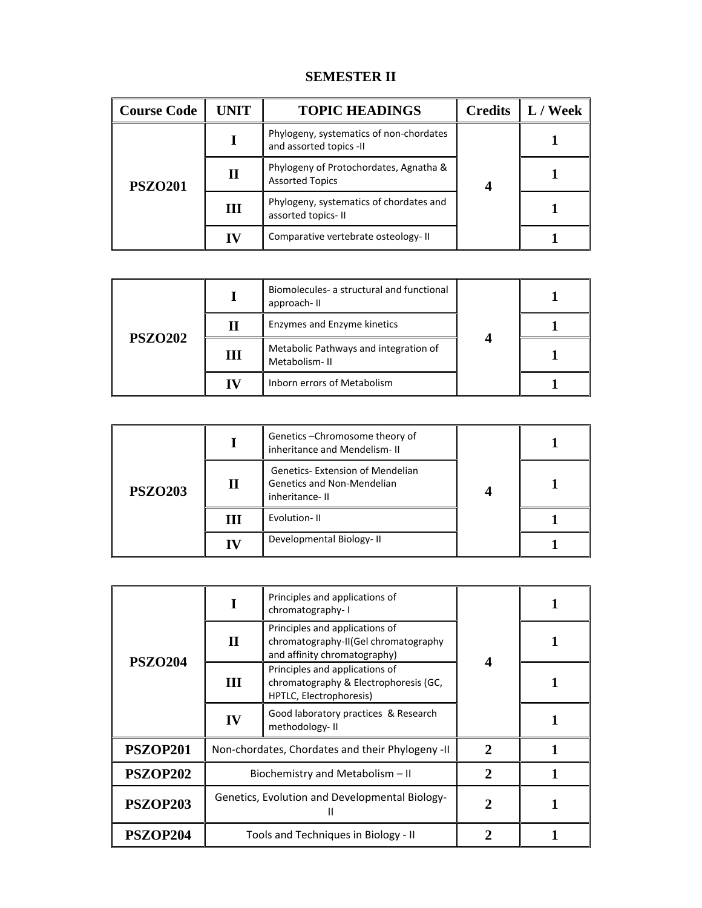# SEMESTER II

| Course Code | UNIT | TOPIC HEADINGS | Credits | L / Week |
|---|---|---|---|---|
| PSZO201 | I | Phylogeny, systematics of non-chordates and assorted topics -II | 4 | 1 |
| | II | Phylogeny of Protochordates, Agnatha & Assorted Topics | | 1 |
| | III | Phylogeny, systematics of chordates and assorted topics- II | | 1 |
| | IV | Comparative vertebrate osteology- II | | 1 |

| Course Code | UNIT | TOPIC HEADINGS | Credits | L / Week |
|---|---|---|---|---|
| PSZO202 | I | Biomolecules- a structural and functional approach- II | 4 | 1 |
| | II | Enzymes and Enzyme kinetics | | 1 |
| | III | Metabolic Pathways and integration of Metabolism- II | | 1 |
| | IV | Inborn errors of Metabolism | | 1 |

| Course Code | UNIT | TOPIC HEADINGS | Credits | L / Week |
|---|---|---|---|---|
| PSZO203 | I | Genetics –Chromosome theory of inheritance and Mendelism- II | 4 | 1 |
| | II | Genetics- Extension of Mendelian Genetics and Non-Mendelian inheritance- II | | 1 |
| | III | Evolution- II | | 1 |
| | IV | Developmental Biology- II | | 1 |

| Course Code | UNIT | TOPIC HEADINGS | Credits | L / Week |
|---|---|---|---|---|
| PSZO204 | I | Principles and applications of chromatography- I | 4 | 1 |
| | II | Principles and applications of chromatography-II(Gel chromatography and affinity chromatography) | | 1 |
| | III | Principles and applications of chromatography & Electrophoresis (GC, HPTLC, Electrophoresis) | | 1 |
| | IV | Good laboratory practices & Research methodology- II | | 1 |
| PSZOP201 | Non-chordates, Chordates and their Phylogeny -II | | 2 | 1 |
| PSZOP202 | Biochemistry and Metabolism – II | | 2 | 1 |
| PSZOP203 | Genetics, Evolution and Developmental Biology- II | | 2 | 1 |
| PSZOP204 | Tools and Techniques in Biology - II | | 2 | 1 |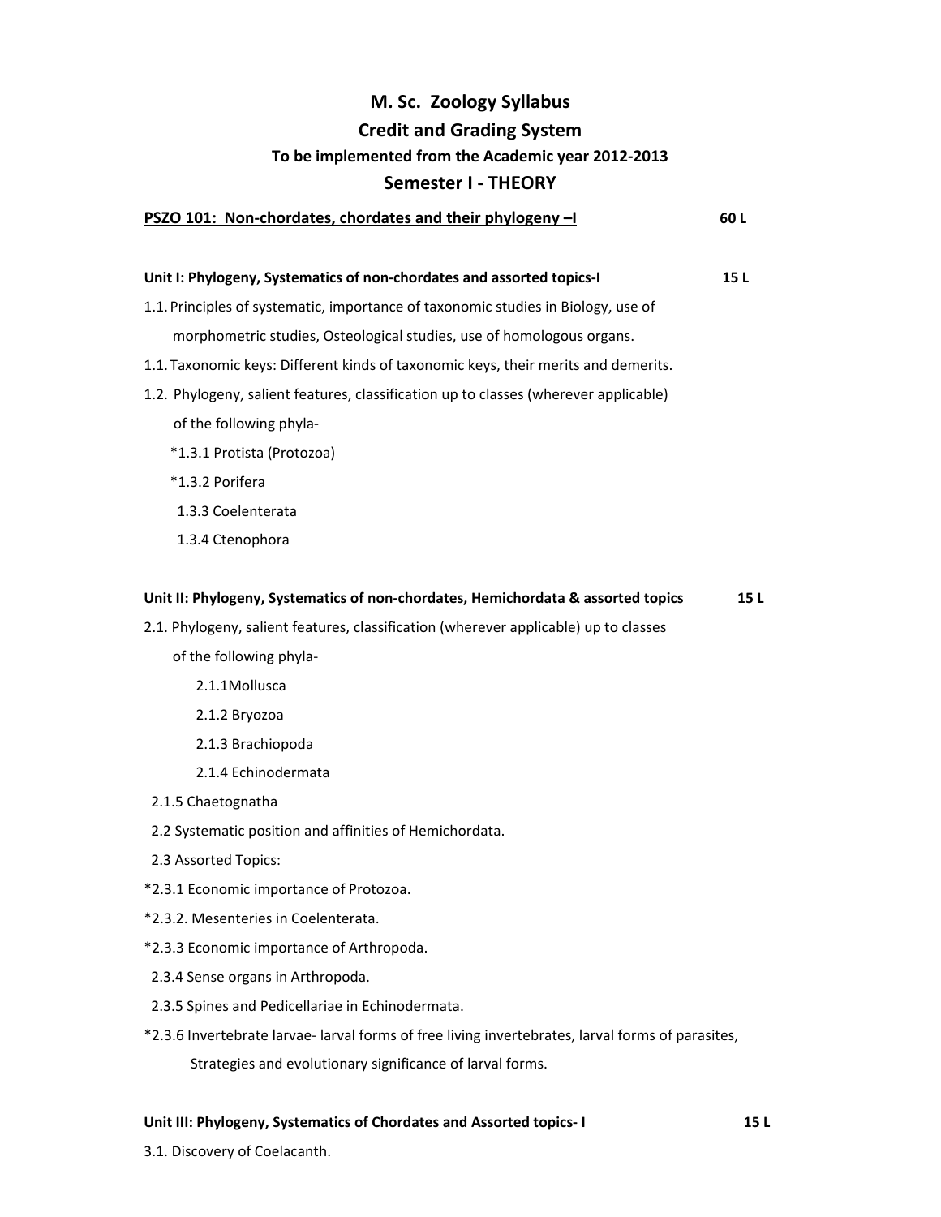# M. Sc. Zoology Syllabus

## Credit and Grading System

### To be implemented from the Academic year 2012-2013

## Semester I - THEORY

**PSZO 101: Non-chordates, chordates and their phylogeny –I** **60 L**

**Unit I: Phylogeny, Systematics of non-chordates and assorted topics-I** **15 L**

1.1. Principles of systematic, importance of taxonomic studies in Biology, use of morphometric studies, Osteological studies, use of homologous organs.

1.1. Taxonomic keys: Different kinds of taxonomic keys, their merits and demerits.

1.2. Phylogeny, salient features, classification up to classes (wherever applicable) of the following phyla-

- *1.3.1 Protista (Protozoa)
- *1.3.2 Porifera
- 1.3.3 Coelenterata
- 1.3.4 Ctenophora

**Unit II: Phylogeny, Systematics of non-chordates, Hemichordata & assorted topics** **15 L**

2.1. Phylogeny, salient features, classification (wherever applicable) up to classes of the following phyla-

- 2.1.1Mollusca
- 2.1.2 Bryozoa
- 2.1.3 Brachiopoda
- 2.1.4 Echinodermata
- 2.1.5 Chaetognatha

2.2 Systematic position and affinities of Hemichordata.

2.3 Assorted Topics:

*2.3.1 Economic importance of Protozoa.

*2.3.2. Mesenteries in Coelenterata.

*2.3.3 Economic importance of Arthropoda.

2.3.4 Sense organs in Arthropoda.

2.3.5 Spines and Pedicellariae in Echinodermata.

*2.3.6 Invertebrate larvae- larval forms of free living invertebrates, larval forms of parasites, Strategies and evolutionary significance of larval forms.

**Unit III: Phylogeny, Systematics of Chordates and Assorted topics- I** **15 L**

3.1. Discovery of Coelacanth.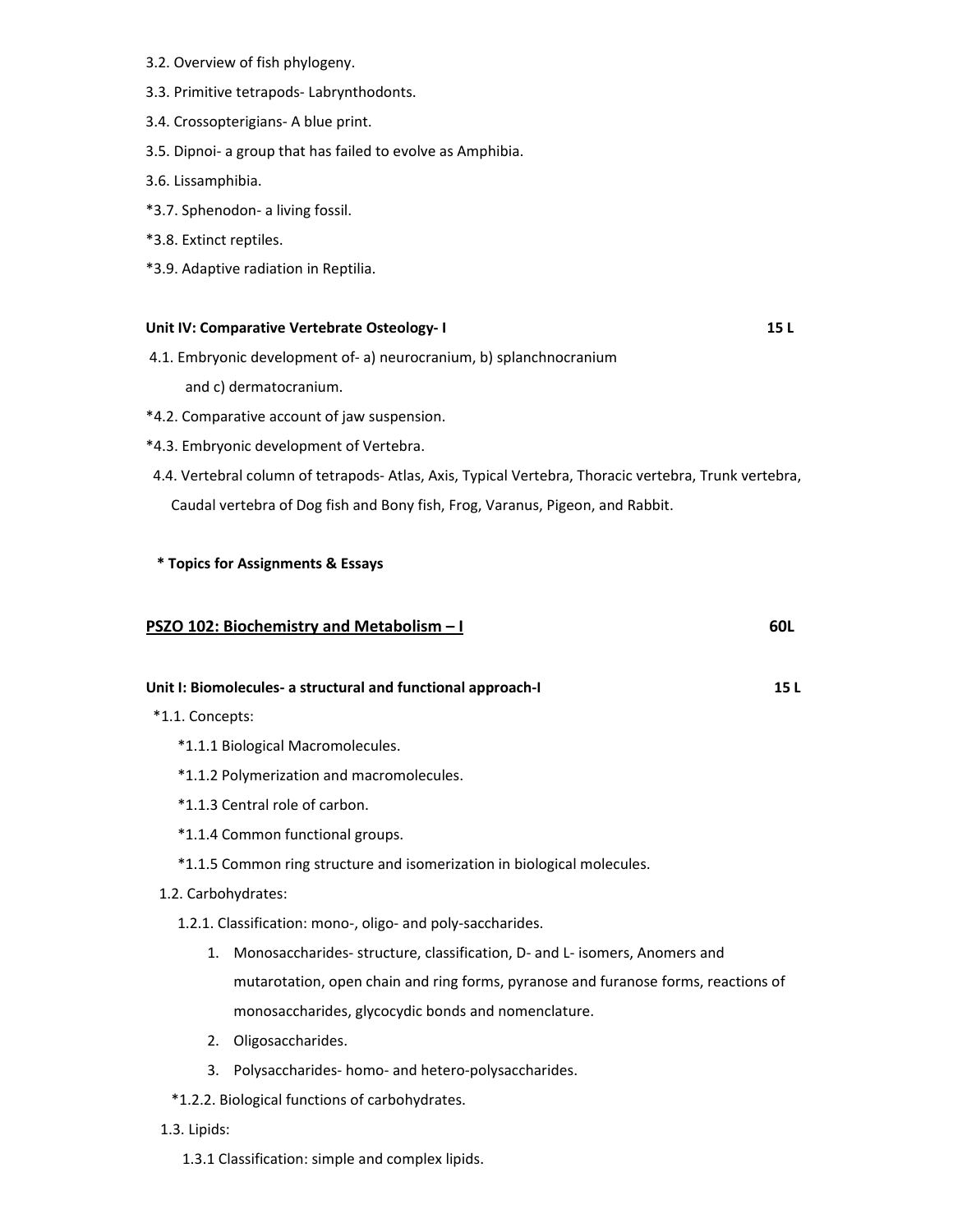3.2. Overview of fish phylogeny.

3.3. Primitive tetrapods- Labrynthodonts.

3.4. Crossopterigians- A blue print.

3.5. Dipnoi- a group that has failed to evolve as Amphibia.

3.6. Lissamphibia.

*3.7. Sphenodon- a living fossil.

*3.8. Extinct reptiles.

*3.9. Adaptive radiation in Reptilia.

**Unit IV: Comparative Vertebrate Osteology- I** **15 L**

4.1. Embryonic development of- a) neurocranium, b) splanchnocranium and c) dermatocranium.

*4.2. Comparative account of jaw suspension.

*4.3. Embryonic development of Vertebra.

4.4. Vertebral column of tetrapods- Atlas, Axis, Typical Vertebra, Thoracic vertebra, Trunk vertebra, Caudal vertebra of Dog fish and Bony fish, Frog, Varanus, Pigeon, and Rabbit.

**\* Topics for Assignments & Essays**

## PSZO 102: Biochemistry and Metabolism – I **60L**

**Unit I: Biomolecules- a structural and functional approach-I** **15 L**

*1.1. Concepts:

*1.1.1 Biological Macromolecules.

*1.1.2 Polymerization and macromolecules.

*1.1.3 Central role of carbon.

*1.1.4 Common functional groups.

*1.1.5 Common ring structure and isomerization in biological molecules.

1.2. Carbohydrates:

1.2.1. Classification: mono-, oligo- and poly-saccharides.

1. Monosaccharides- structure, classification, D- and L- isomers, Anomers and mutarotation, open chain and ring forms, pyranose and furanose forms, reactions of monosaccharides, glycocydic bonds and nomenclature.
2. Oligosaccharides.
3. Polysaccharides- homo- and hetero-polysaccharides.

*1.2.2. Biological functions of carbohydrates.

1.3. Lipids:

1.3.1 Classification: simple and complex lipids.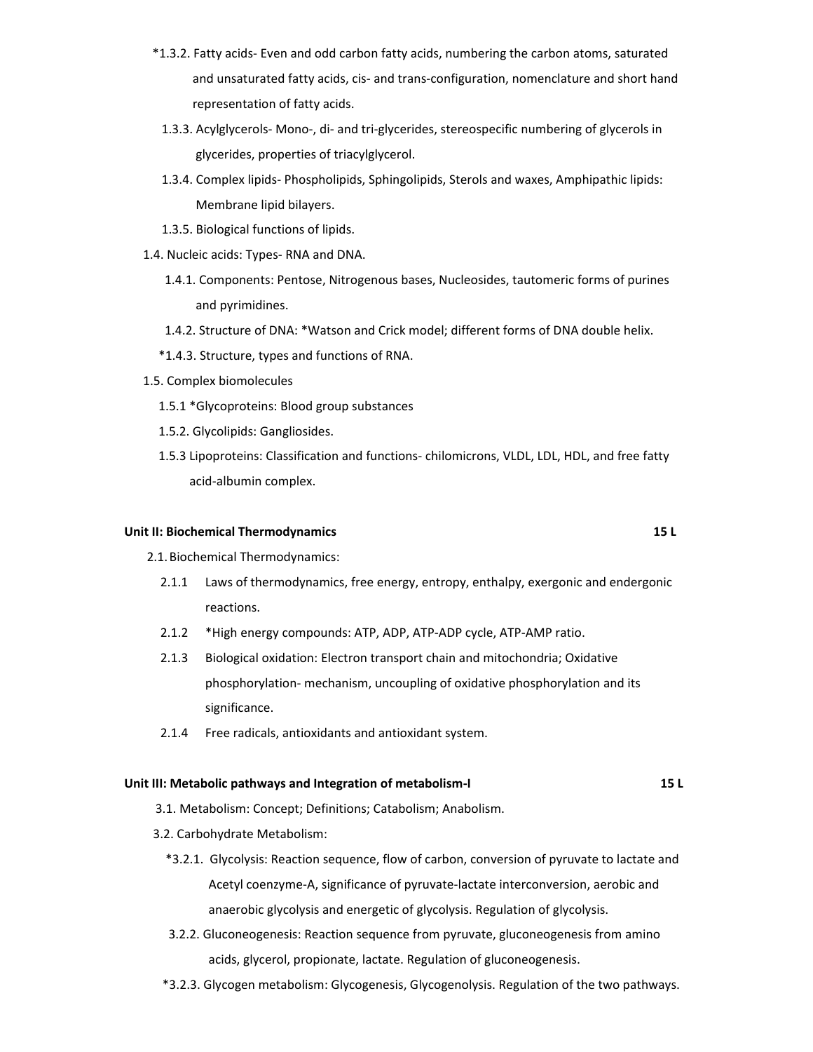*1.3.2. Fatty acids- Even and odd carbon fatty acids, numbering the carbon atoms, saturated and unsaturated fatty acids, cis- and trans-configuration, nomenclature and short hand representation of fatty acids.

1.3.3. Acylglycerols- Mono-, di- and tri-glycerides, stereospecific numbering of glycerols in glycerides, properties of triacylglycerol.

1.3.4. Complex lipids- Phospholipids, Sphingolipids, Sterols and waxes, Amphipathic lipids: Membrane lipid bilayers.

1.3.5. Biological functions of lipids.

1.4. Nucleic acids: Types- RNA and DNA.

1.4.1. Components: Pentose, Nitrogenous bases, Nucleosides, tautomeric forms of purines and pyrimidines.

1.4.2. Structure of DNA: *Watson and Crick model; different forms of DNA double helix.

*1.4.3. Structure, types and functions of RNA.

1.5. Complex biomolecules

1.5.1 *Glycoproteins: Blood group substances

1.5.2. Glycolipids: Gangliosides.

1.5.3 Lipoproteins: Classification and functions- chilomicrons, VLDL, LDL, HDL, and free fatty acid-albumin complex.

**Unit II: Biochemical Thermodynamics** **15 L**

2.1. Biochemical Thermodynamics:

2.1.1 Laws of thermodynamics, free energy, entropy, enthalpy, exergonic and endergonic reactions.

2.1.2 *High energy compounds: ATP, ADP, ATP-ADP cycle, ATP-AMP ratio.

2.1.3 Biological oxidation: Electron transport chain and mitochondria; Oxidative phosphorylation- mechanism, uncoupling of oxidative phosphorylation and its significance.

2.1.4 Free radicals, antioxidants and antioxidant system.

**Unit III: Metabolic pathways and Integration of metabolism-I** **15 L**

3.1. Metabolism: Concept; Definitions; Catabolism; Anabolism.

3.2. Carbohydrate Metabolism:

*3.2.1. Glycolysis: Reaction sequence, flow of carbon, conversion of pyruvate to lactate and Acetyl coenzyme-A, significance of pyruvate-lactate interconversion, aerobic and anaerobic glycolysis and energetic of glycolysis. Regulation of glycolysis.

3.2.2. Gluconeogenesis: Reaction sequence from pyruvate, gluconeogenesis from amino acids, glycerol, propionate, lactate. Regulation of gluconeogenesis.

*3.2.3. Glycogen metabolism: Glycogenesis, Glycogenolysis. Regulation of the two pathways.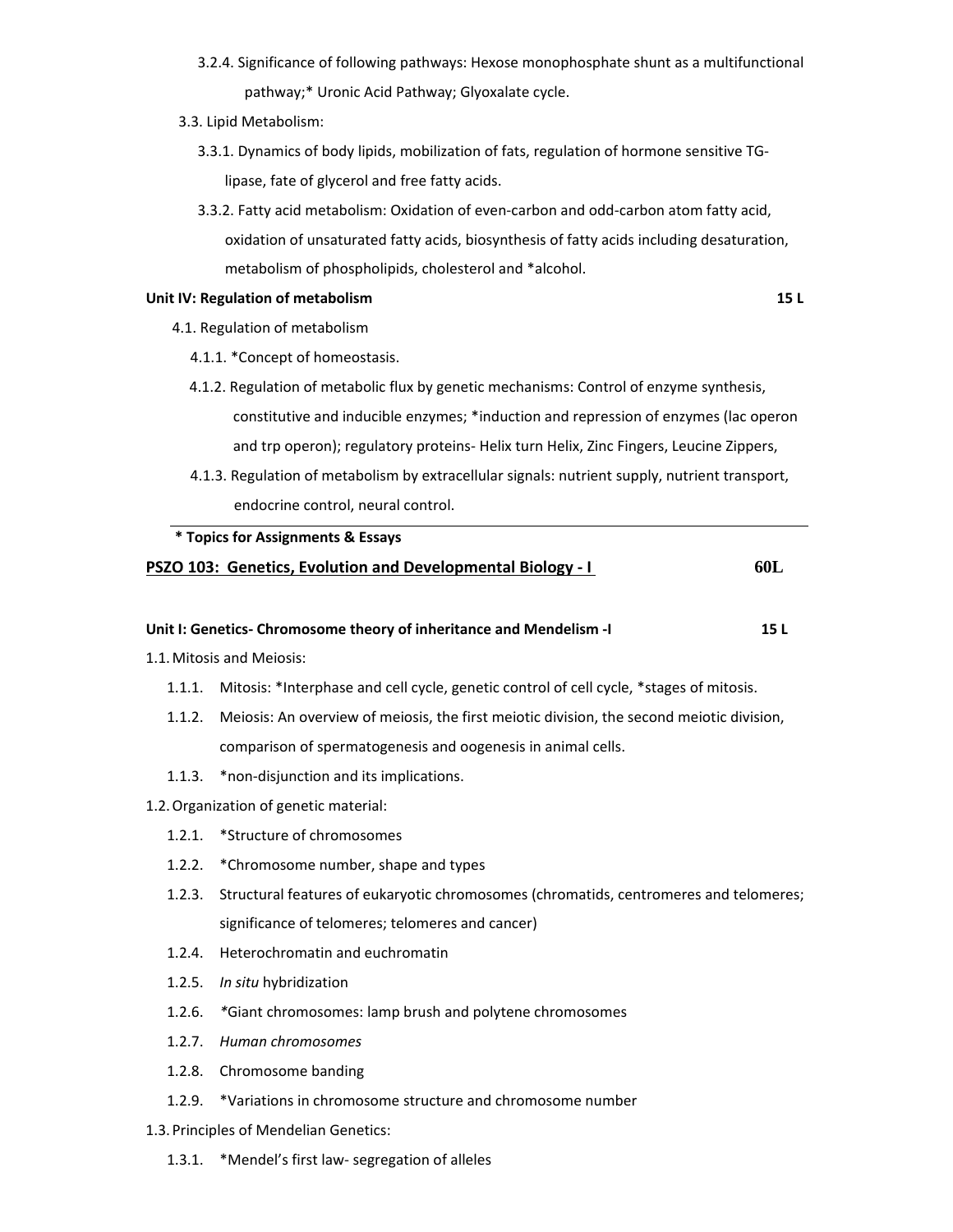3.2.4. Significance of following pathways: Hexose monophosphate shunt as a multifunctional pathway;* Uronic Acid Pathway; Glyoxalate cycle.

3.3. Lipid Metabolism:

3.3.1. Dynamics of body lipids, mobilization of fats, regulation of hormone sensitive TG-lipase, fate of glycerol and free fatty acids.

3.3.2. Fatty acid metabolism: Oxidation of even-carbon and odd-carbon atom fatty acid, oxidation of unsaturated fatty acids, biosynthesis of fatty acids including desaturation, metabolism of phospholipids, cholesterol and *alcohol.

**Unit IV: Regulation of metabolism 15 L**

4.1. Regulation of metabolism

4.1.1. *Concept of homeostasis.

4.1.2. Regulation of metabolic flux by genetic mechanisms: Control of enzyme synthesis, constitutive and inducible enzymes; *induction and repression of enzymes (lac operon and trp operon); regulatory proteins- Helix turn Helix, Zinc Fingers, Leucine Zippers,

4.1.3. Regulation of metabolism by extracellular signals: nutrient supply, nutrient transport, endocrine control, neural control.

---

**\* Topics for Assignments & Essays**

## PSZO 103: Genetics, Evolution and Developmental Biology - I 60L

**Unit I: Genetics- Chromosome theory of inheritance and Mendelism -I 15 L**

1.1. Mitosis and Meiosis:

1.1.1. Mitosis: *Interphase and cell cycle, genetic control of cell cycle, *stages of mitosis.

1.1.2. Meiosis: An overview of meiosis, the first meiotic division, the second meiotic division, comparison of spermatogenesis and oogenesis in animal cells.

1.1.3. *non-disjunction and its implications.

1.2. Organization of genetic material:

1.2.1. *Structure of chromosomes

1.2.2. *Chromosome number, shape and types

1.2.3. Structural features of eukaryotic chromosomes (chromatids, centromeres and telomeres; significance of telomeres; telomeres and cancer)

1.2.4. Heterochromatin and euchromatin

1.2.5. *In situ* hybridization

1.2.6. *Giant chromosomes: lamp brush and polytene chromosomes

1.2.7. *Human chromosomes*

1.2.8. Chromosome banding

1.2.9. *Variations in chromosome structure and chromosome number

1.3. Principles of Mendelian Genetics:

1.3.1. *Mendel's first law- segregation of alleles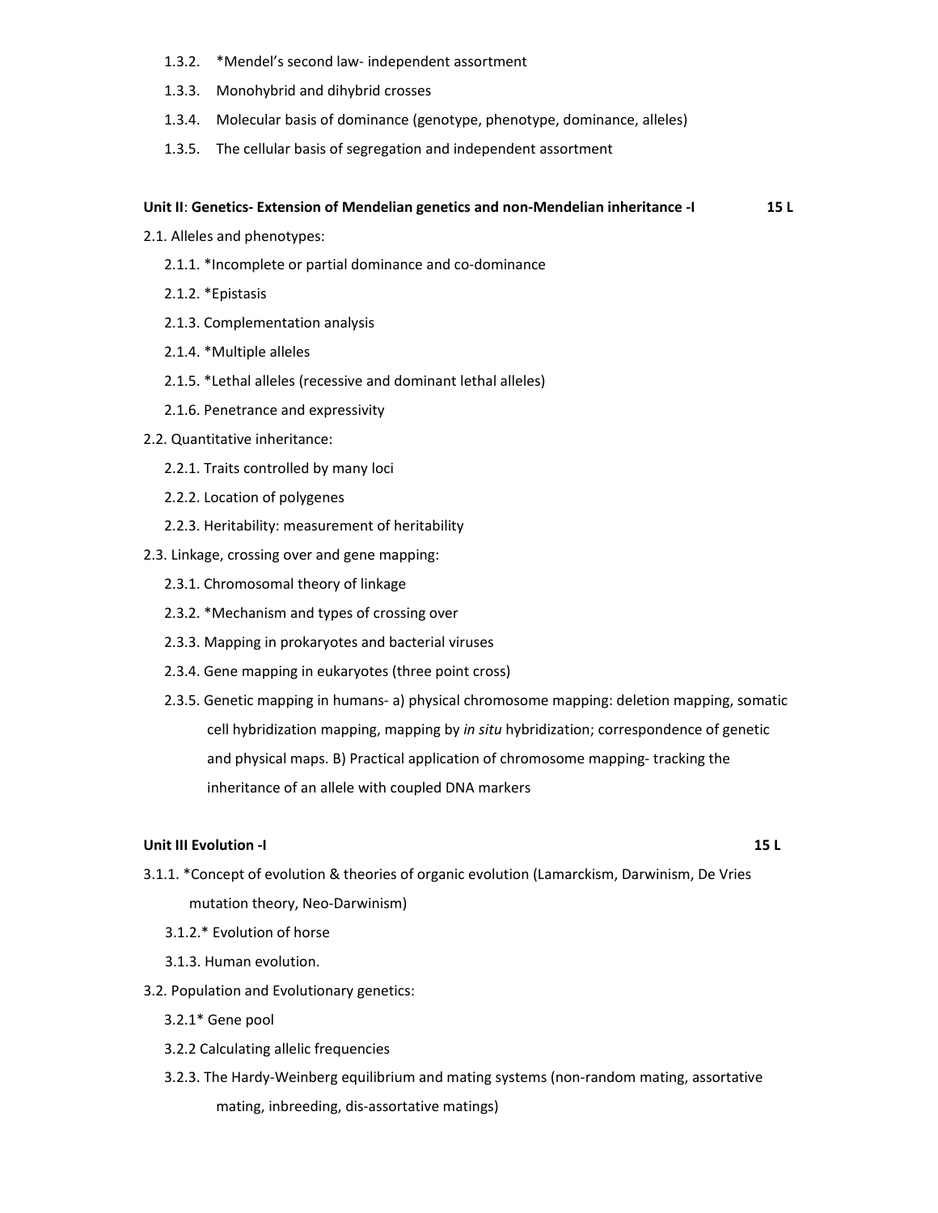- 1.3.2. *Mendel's second law- independent assortment
- 1.3.3. Monohybrid and dihybrid crosses
- 1.3.4. Molecular basis of dominance (genotype, phenotype, dominance, alleles)
- 1.3.5. The cellular basis of segregation and independent assortment

**Unit II**: **Genetics- Extension of Mendelian genetics and non-Mendelian inheritance -I** **15 L**

2.1. Alleles and phenotypes:

- 2.1.1. *Incomplete or partial dominance and co-dominance
- 2.1.2. *Epistasis
- 2.1.3. Complementation analysis
- 2.1.4. *Multiple alleles
- 2.1.5. *Lethal alleles (recessive and dominant lethal alleles)
- 2.1.6. Penetrance and expressivity

2.2. Quantitative inheritance:

- 2.2.1. Traits controlled by many loci
- 2.2.2. Location of polygenes
- 2.2.3. Heritability: measurement of heritability

2.3. Linkage, crossing over and gene mapping:

- 2.3.1. Chromosomal theory of linkage
- 2.3.2. *Mechanism and types of crossing over
- 2.3.3. Mapping in prokaryotes and bacterial viruses
- 2.3.4. Gene mapping in eukaryotes (three point cross)
- 2.3.5. Genetic mapping in humans- a) physical chromosome mapping: deletion mapping, somatic cell hybridization mapping, mapping by *in situ* hybridization; correspondence of genetic and physical maps. B) Practical application of chromosome mapping- tracking the inheritance of an allele with coupled DNA markers

**Unit III Evolution -I** **15 L**

3.1.1. *Concept of evolution & theories of organic evolution (Lamarckism, Darwinism, De Vries mutation theory, Neo-Darwinism)

- 3.1.2.* Evolution of horse
- 3.1.3. Human evolution.

3.2. Population and Evolutionary genetics:

- 3.2.1* Gene pool
- 3.2.2 Calculating allelic frequencies
- 3.2.3. The Hardy-Weinberg equilibrium and mating systems (non-random mating, assortative mating, inbreeding, dis-assortative matings)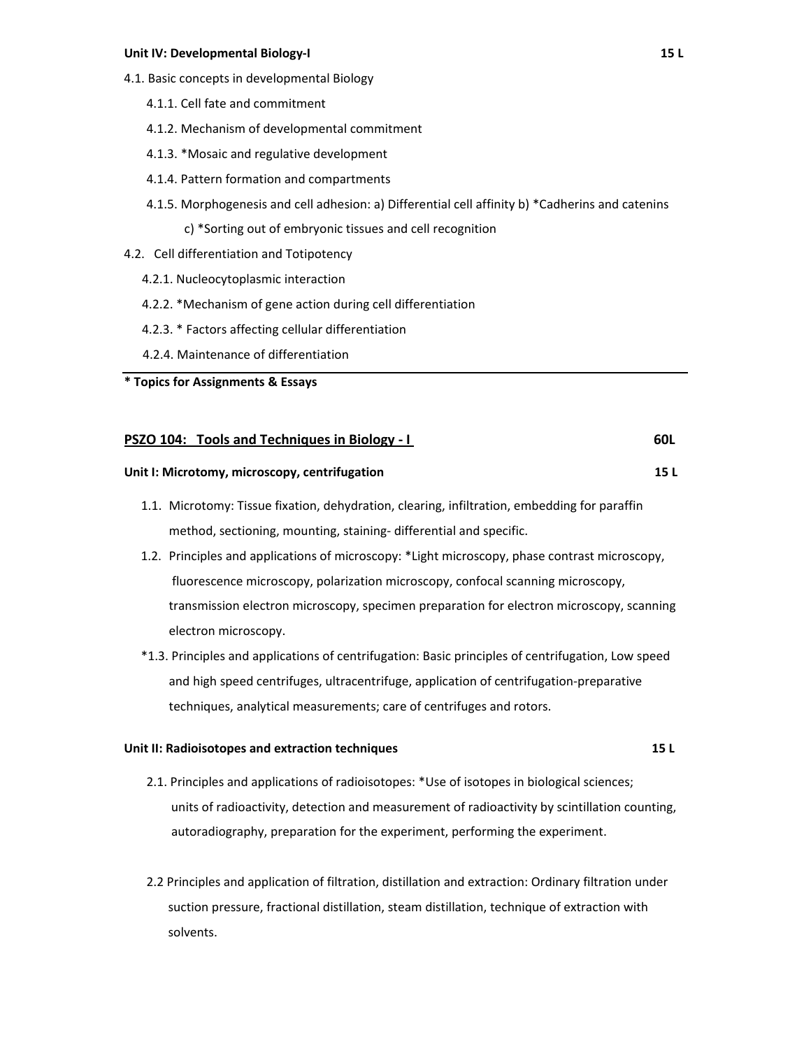**Unit IV: Developmental Biology-I** **15 L**

4.1. Basic concepts in developmental Biology

- 4.1.1. Cell fate and commitment
- 4.1.2. Mechanism of developmental commitment
- 4.1.3. *Mosaic and regulative development
- 4.1.4. Pattern formation and compartments
- 4.1.5. Morphogenesis and cell adhesion: a) Differential cell affinity b) *Cadherins and catenins
  c) *Sorting out of embryonic tissues and cell recognition

4.2. Cell differentiation and Totipotency

- 4.2.1. Nucleocytoplasmic interaction
- 4.2.2. *Mechanism of gene action during cell differentiation
- 4.2.3. * Factors affecting cellular differentiation
- 4.2.4. Maintenance of differentiation

---

**\* Topics for Assignments & Essays**

## PSZO 104: Tools and Techniques in Biology - I **60L**

**Unit I: Microtomy, microscopy, centrifugation** **15 L**

1.1. Microtomy: Tissue fixation, dehydration, clearing, infiltration, embedding for paraffin method, sectioning, mounting, staining- differential and specific.

1.2. Principles and applications of microscopy: *Light microscopy, phase contrast microscopy, fluorescence microscopy, polarization microscopy, confocal scanning microscopy, transmission electron microscopy, specimen preparation for electron microscopy, scanning electron microscopy.

*1.3. Principles and applications of centrifugation: Basic principles of centrifugation, Low speed and high speed centrifuges, ultracentrifuge, application of centrifugation-preparative techniques, analytical measurements; care of centrifuges and rotors.

**Unit II: Radioisotopes and extraction techniques** **15 L**

2.1. Principles and applications of radioisotopes: *Use of isotopes in biological sciences; units of radioactivity, detection and measurement of radioactivity by scintillation counting, autoradiography, preparation for the experiment, performing the experiment.

2.2 Principles and application of filtration, distillation and extraction: Ordinary filtration under suction pressure, fractional distillation, steam distillation, technique of extraction with solvents.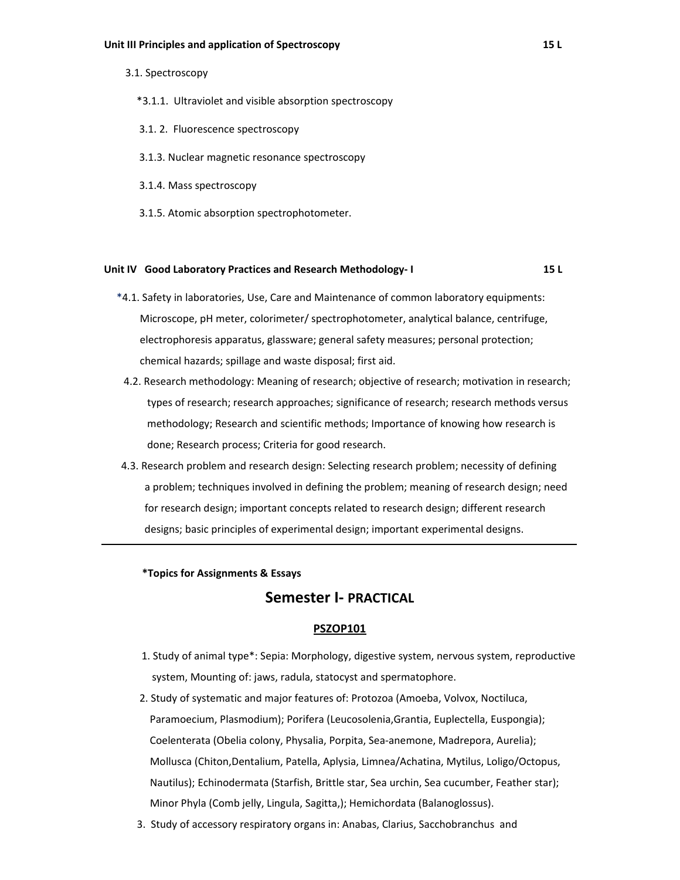**Unit III Principles and application of Spectroscopy** **15 L**

3.1. Spectroscopy

*3.1.1. Ultraviolet and visible absorption spectroscopy

3.1. 2. Fluorescence spectroscopy

3.1.3. Nuclear magnetic resonance spectroscopy

3.1.4. Mass spectroscopy

3.1.5. Atomic absorption spectrophotometer.

**Unit IV Good Laboratory Practices and Research Methodology- I** **15 L**

*4.1. Safety in laboratories, Use, Care and Maintenance of common laboratory equipments: Microscope, pH meter, colorimeter/ spectrophotometer, analytical balance, centrifuge, electrophoresis apparatus, glassware; general safety measures; personal protection; chemical hazards; spillage and waste disposal; first aid.

4.2. Research methodology: Meaning of research; objective of research; motivation in research; types of research; research approaches; significance of research; research methods versus methodology; Research and scientific methods; Importance of knowing how research is done; Research process; Criteria for good research.

4.3. Research problem and research design: Selecting research problem; necessity of defining a problem; techniques involved in defining the problem; meaning of research design; need for research design; important concepts related to research design; different research designs; basic principles of experimental design; important experimental designs.

---

***Topics for Assignments & Essays**

## Semester I- PRACTICAL

### PSZOP101

1. Study of animal type*: Sepia: Morphology, digestive system, nervous system, reproductive system, Mounting of: jaws, radula, statocyst and spermatophore.
2. Study of systematic and major features of: Protozoa (Amoeba, Volvox, Noctiluca, Paramoecium, Plasmodium); Porifera (Leucosolenia,Grantia, Euplectella, Euspongia); Coelenterata (Obelia colony, Physalia, Porpita, Sea-anemone, Madrepora, Aurelia); Mollusca (Chiton,Dentalium, Patella, Aplysia, Limnea/Achatina, Mytilus, Loligo/Octopus, Nautilus); Echinodermata (Starfish, Brittle star, Sea urchin, Sea cucumber, Feather star); Minor Phyla (Comb jelly, Lingula, Sagitta,); Hemichordata (Balanoglossus).
3. Study of accessory respiratory organs in: Anabas, Clarius, Sacchobranchus and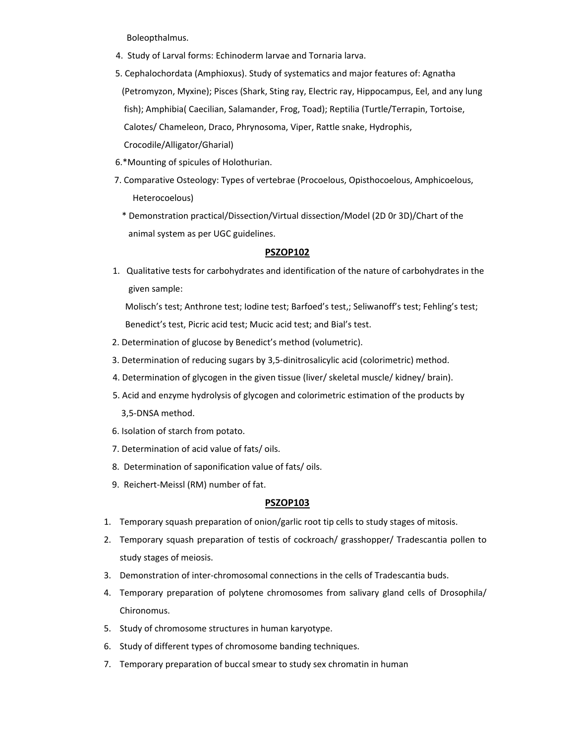Boleopthalmus.

4. Study of Larval forms: Echinoderm larvae and Tornaria larva.
5. Cephalochordata (Amphioxus). Study of systematics and major features of: Agnatha (Petromyzon, Myxine); Pisces (Shark, Sting ray, Electric ray, Hippocampus, Eel, and any lung fish); Amphibia( Caecilian, Salamander, Frog, Toad); Reptilia (Turtle/Terrapin, Tortoise, Calotes/ Chameleon, Draco, Phrynosoma, Viper, Rattle snake, Hydrophis, Crocodile/Alligator/Gharial)
6. *Mounting of spicules of Holothurian.
7. Comparative Osteology: Types of vertebrae (Procoelous, Opisthocoelous, Amphicoelous, Heterocoelous)

\* Demonstration practical/Dissection/Virtual dissection/Model (2D 0r 3D)/Chart of the animal system as per UGC guidelines.

**PSZOP102**

1. Qualitative tests for carbohydrates and identification of the nature of carbohydrates in the given sample:

   Molisch's test; Anthrone test; Iodine test; Barfoed's test,; Seliwanoff's test; Fehling's test; Benedict's test, Picric acid test; Mucic acid test; and Bial's test.
2. Determination of glucose by Benedict's method (volumetric).
3. Determination of reducing sugars by 3,5-dinitrosalicylic acid (colorimetric) method.
4. Determination of glycogen in the given tissue (liver/ skeletal muscle/ kidney/ brain).
5. Acid and enzyme hydrolysis of glycogen and colorimetric estimation of the products by 3,5-DNSA method.
6. Isolation of starch from potato.
7. Determination of acid value of fats/ oils.
8. Determination of saponification value of fats/ oils.
9. Reichert-Meissl (RM) number of fat.

**PSZOP103**

1. Temporary squash preparation of onion/garlic root tip cells to study stages of mitosis.
2. Temporary squash preparation of testis of cockroach/ grasshopper/ Tradescantia pollen to study stages of meiosis.
3. Demonstration of inter-chromosomal connections in the cells of Tradescantia buds.
4. Temporary preparation of polytene chromosomes from salivary gland cells of Drosophila/ Chironomus.
5. Study of chromosome structures in human karyotype.
6. Study of different types of chromosome banding techniques.
7. Temporary preparation of buccal smear to study sex chromatin in human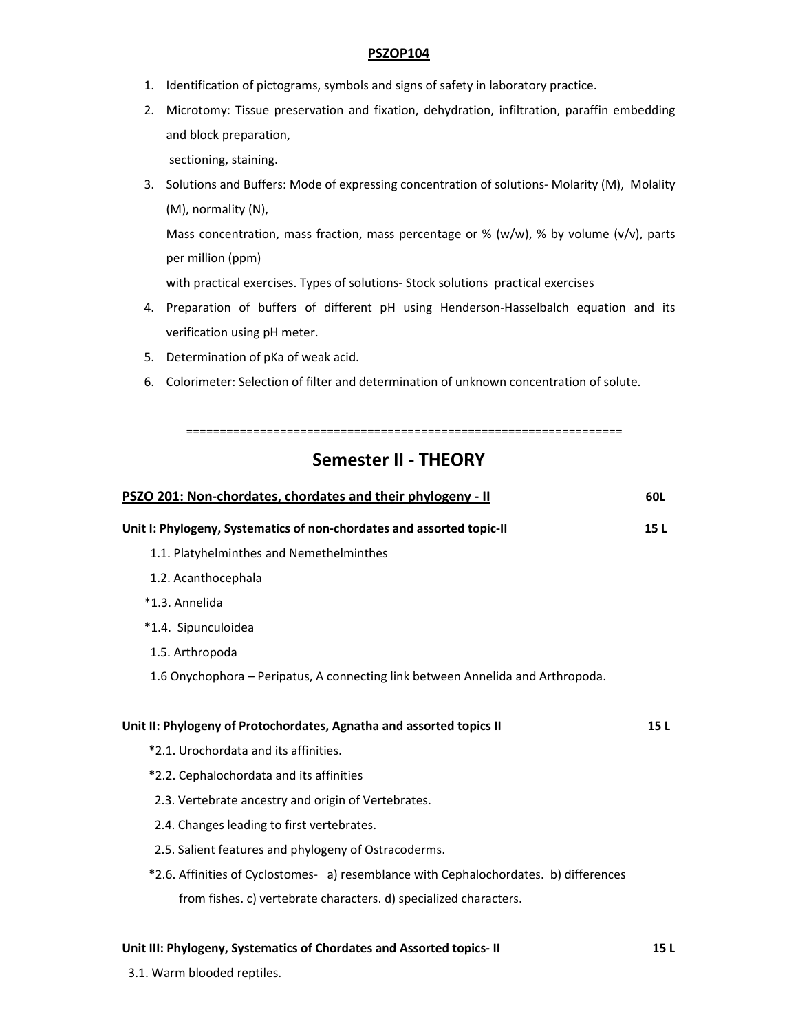**PSZOP104**

1. Identification of pictograms, symbols and signs of safety in laboratory practice.
2. Microtomy: Tissue preservation and fixation, dehydration, infiltration, paraffin embedding and block preparation,
   sectioning, staining.
3. Solutions and Buffers: Mode of expressing concentration of solutions- Molarity (M), Molality (M), normality (N),
   Mass concentration, mass fraction, mass percentage or % (w/w), % by volume (v/v), parts per million (ppm)
   with practical exercises. Types of solutions- Stock solutions practical exercises
4. Preparation of buffers of different pH using Henderson-Hasselbalch equation and its verification using pH meter.
5. Determination of pKa of weak acid.
6. Colorimeter: Selection of filter and determination of unknown concentration of solute.

=================================================================

# Semester II - THEORY

**PSZO 201: Non-chordates, chordates and their phylogeny - II** **60L**

**Unit I: Phylogeny, Systematics of non-chordates and assorted topic-II** **15 L**

1.1. Platyhelminthes and Nemethelminthes
1.2. Acanthocephala
*1.3. Annelida
*1.4. Sipunculoidea
1.5. Arthropoda
1.6 Onychophora – Peripatus, A connecting link between Annelida and Arthropoda.

**Unit II: Phylogeny of Protochordates, Agnatha and assorted topics II** **15 L**

*2.1. Urochordata and its affinities.
*2.2. Cephalochordata and its affinities
2.3. Vertebrate ancestry and origin of Vertebrates.
2.4. Changes leading to first vertebrates.
2.5. Salient features and phylogeny of Ostracoderms.
*2.6. Affinities of Cyclostomes- a) resemblance with Cephalochordates. b) differences from fishes. c) vertebrate characters. d) specialized characters.

**Unit III: Phylogeny, Systematics of Chordates and Assorted topics- II** **15 L**

3.1. Warm blooded reptiles.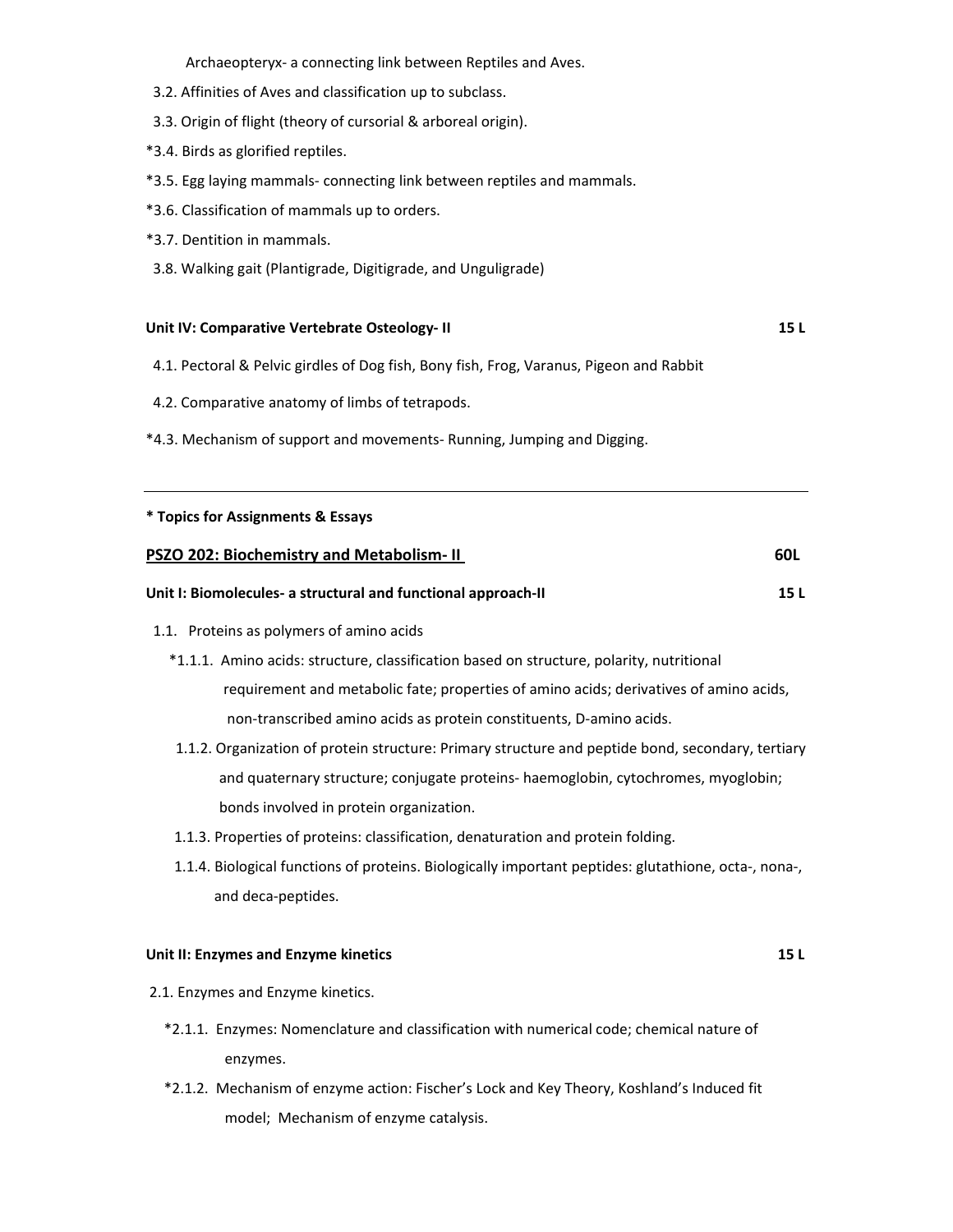Archaeopteryx- a connecting link between Reptiles and Aves.

3.2. Affinities of Aves and classification up to subclass.

3.3. Origin of flight (theory of cursorial & arboreal origin).

*3.4. Birds as glorified reptiles.

*3.5. Egg laying mammals- connecting link between reptiles and mammals.

*3.6. Classification of mammals up to orders.

*3.7. Dentition in mammals.

3.8. Walking gait (Plantigrade, Digitigrade, and Unguligrade)

**Unit IV: Comparative Vertebrate Osteology- II** **15 L**

4.1. Pectoral & Pelvic girdles of Dog fish, Bony fish, Frog, Varanus, Pigeon and Rabbit

4.2. Comparative anatomy of limbs of tetrapods.

*4.3. Mechanism of support and movements- Running, Jumping and Digging.

---

**\* Topics for Assignments & Essays**

## PSZO 202: Biochemistry and Metabolism- II **60L**

**Unit I: Biomolecules- a structural and functional approach-II** **15 L**

1.1. Proteins as polymers of amino acids

*1.1.1. Amino acids: structure, classification based on structure, polarity, nutritional requirement and metabolic fate; properties of amino acids; derivatives of amino acids, non-transcribed amino acids as protein constituents, D-amino acids.

1.1.2. Organization of protein structure: Primary structure and peptide bond, secondary, tertiary and quaternary structure; conjugate proteins- haemoglobin, cytochromes, myoglobin; bonds involved in protein organization.

1.1.3. Properties of proteins: classification, denaturation and protein folding.

1.1.4. Biological functions of proteins. Biologically important peptides: glutathione, octa-, nona-, and deca-peptides.

**Unit II: Enzymes and Enzyme kinetics** **15 L**

2.1. Enzymes and Enzyme kinetics.

*2.1.1. Enzymes: Nomenclature and classification with numerical code; chemical nature of enzymes.

*2.1.2. Mechanism of enzyme action: Fischer's Lock and Key Theory, Koshland's Induced fit model; Mechanism of enzyme catalysis.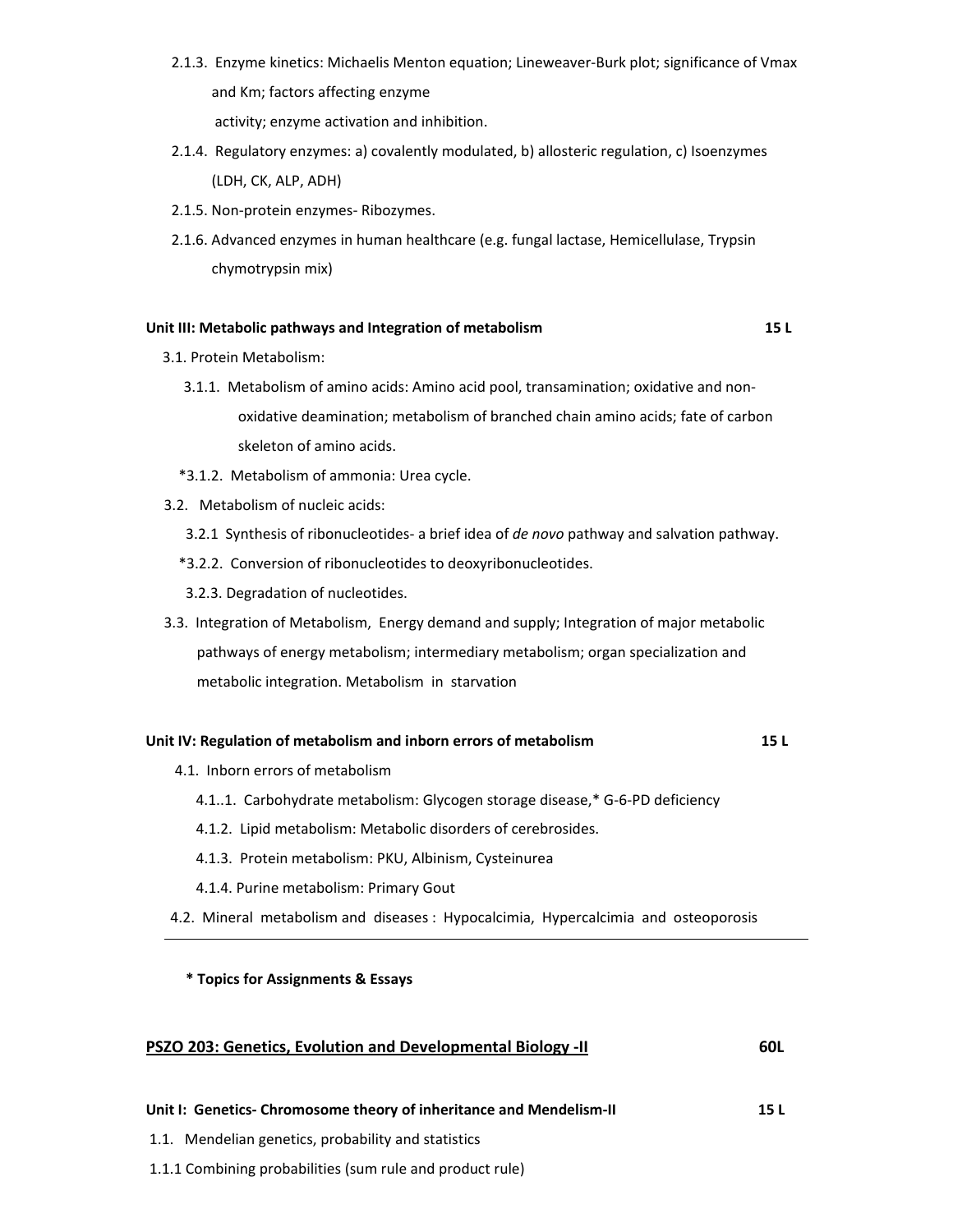- 2.1.3. Enzyme kinetics: Michaelis Menton equation; Lineweaver-Burk plot; significance of Vmax and Km; factors affecting enzyme activity; enzyme activation and inhibition.
- 2.1.4. Regulatory enzymes: a) covalently modulated, b) allosteric regulation, c) Isoenzymes (LDH, CK, ALP, ADH)
- 2.1.5. Non-protein enzymes- Ribozymes.
- 2.1.6. Advanced enzymes in human healthcare (e.g. fungal lactase, Hemicellulase, Trypsin chymotrypsin mix)

**Unit III: Metabolic pathways and Integration of metabolism** **15 L**

3.1. Protein Metabolism:

- 3.1.1. Metabolism of amino acids: Amino acid pool, transamination; oxidative and non-oxidative deamination; metabolism of branched chain amino acids; fate of carbon skeleton of amino acids.
- *3.1.2. Metabolism of ammonia: Urea cycle.

3.2. Metabolism of nucleic acids:

- 3.2.1 Synthesis of ribonucleotides- a brief idea of *de novo* pathway and salvation pathway.
- *3.2.2. Conversion of ribonucleotides to deoxyribonucleotides.
- 3.2.3. Degradation of nucleotides.

3.3. Integration of Metabolism, Energy demand and supply; Integration of major metabolic pathways of energy metabolism; intermediary metabolism; organ specialization and metabolic integration. Metabolism in starvation

**Unit IV: Regulation of metabolism and inborn errors of metabolism** **15 L**

4.1. Inborn errors of metabolism

- 4.1..1. Carbohydrate metabolism: Glycogen storage disease,* G-6-PD deficiency
- 4.1.2. Lipid metabolism: Metabolic disorders of cerebrosides.
- 4.1.3. Protein metabolism: PKU, Albinism, Cysteinurea
- 4.1.4. Purine metabolism: Primary Gout

4.2. Mineral metabolism and diseases : Hypocalcimia, Hypercalcimia and osteoporosis

---

**\* Topics for Assignments & Essays**

## <u>PSZO 203: Genetics, Evolution and Developmental Biology -II</u> 60L

**Unit I: Genetics- Chromosome theory of inheritance and Mendelism-II** **15 L**

1.1. Mendelian genetics, probability and statistics

1.1.1 Combining probabilities (sum rule and product rule)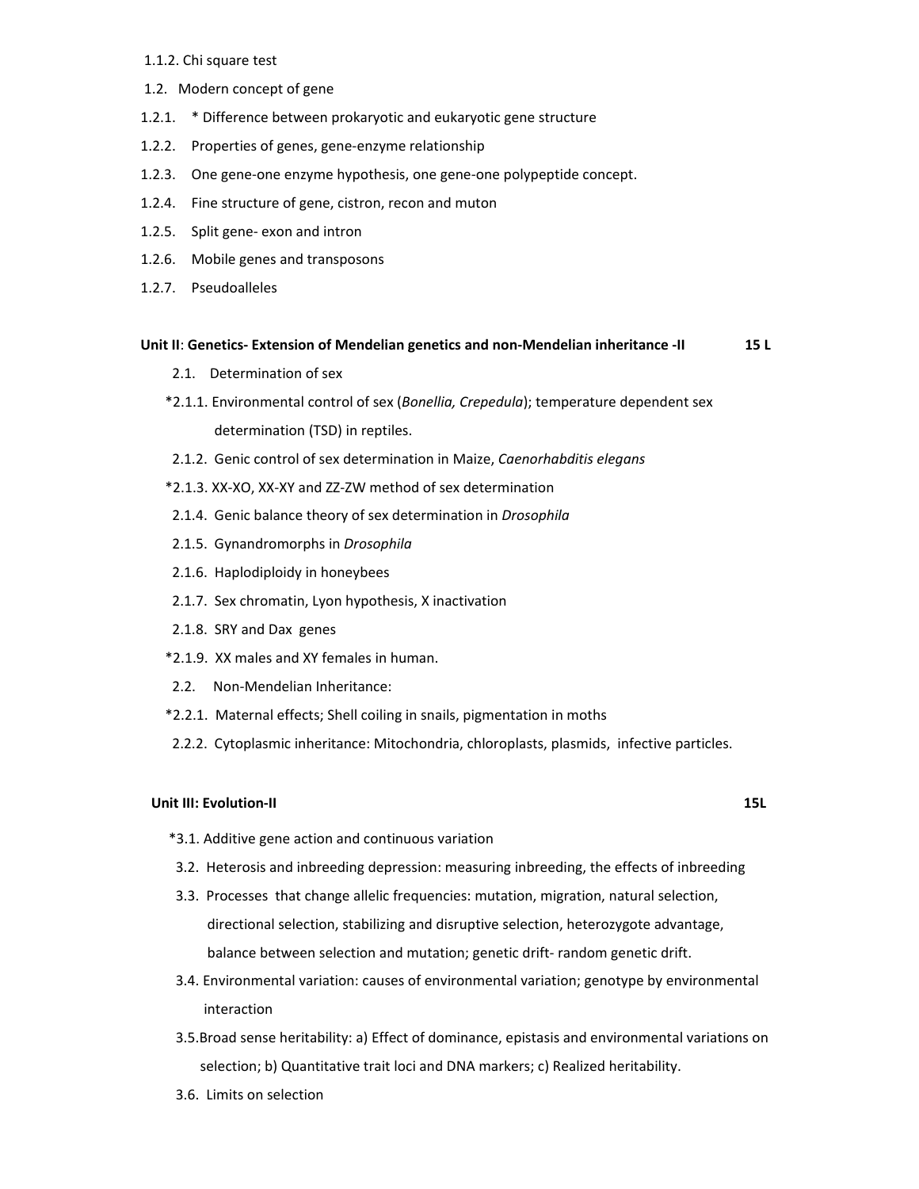1.1.2. Chi square test

1.2. Modern concept of gene

1.2.1. * Difference between prokaryotic and eukaryotic gene structure

1.2.2. Properties of genes, gene-enzyme relationship

1.2.3. One gene-one enzyme hypothesis, one gene-one polypeptide concept.

1.2.4. Fine structure of gene, cistron, recon and muton

1.2.5. Split gene- exon and intron

1.2.6. Mobile genes and transposons

1.2.7. Pseudoalleles

**Unit II**: **Genetics- Extension of Mendelian genetics and non-Mendelian inheritance -II** **15 L**

2.1. Determination of sex

*2.1.1. Environmental control of sex (*Bonellia, Crepedula*); temperature dependent sex determination (TSD) in reptiles.

2.1.2. Genic control of sex determination in Maize, *Caenorhabditis elegans*

*2.1.3. XX-XO, XX-XY and ZZ-ZW method of sex determination

2.1.4. Genic balance theory of sex determination in *Drosophila*

2.1.5. Gynandromorphs in *Drosophila*

2.1.6. Haplodiploidy in honeybees

2.1.7. Sex chromatin, Lyon hypothesis, X inactivation

2.1.8. SRY and Dax genes

*2.1.9. XX males and XY females in human.

2.2. Non-Mendelian Inheritance:

*2.2.1. Maternal effects; Shell coiling in snails, pigmentation in moths

2.2.2. Cytoplasmic inheritance: Mitochondria, chloroplasts, plasmids, infective particles.

**Unit III: Evolution-II** **15L**

*3.1. Additive gene action and continuous variation

3.2. Heterosis and inbreeding depression: measuring inbreeding, the effects of inbreeding

3.3. Processes that change allelic frequencies: mutation, migration, natural selection, directional selection, stabilizing and disruptive selection, heterozygote advantage, balance between selection and mutation; genetic drift- random genetic drift.

3.4. Environmental variation: causes of environmental variation; genotype by environmental interaction

3.5.Broad sense heritability: a) Effect of dominance, epistasis and environmental variations on selection; b) Quantitative trait loci and DNA markers; c) Realized heritability.

3.6. Limits on selection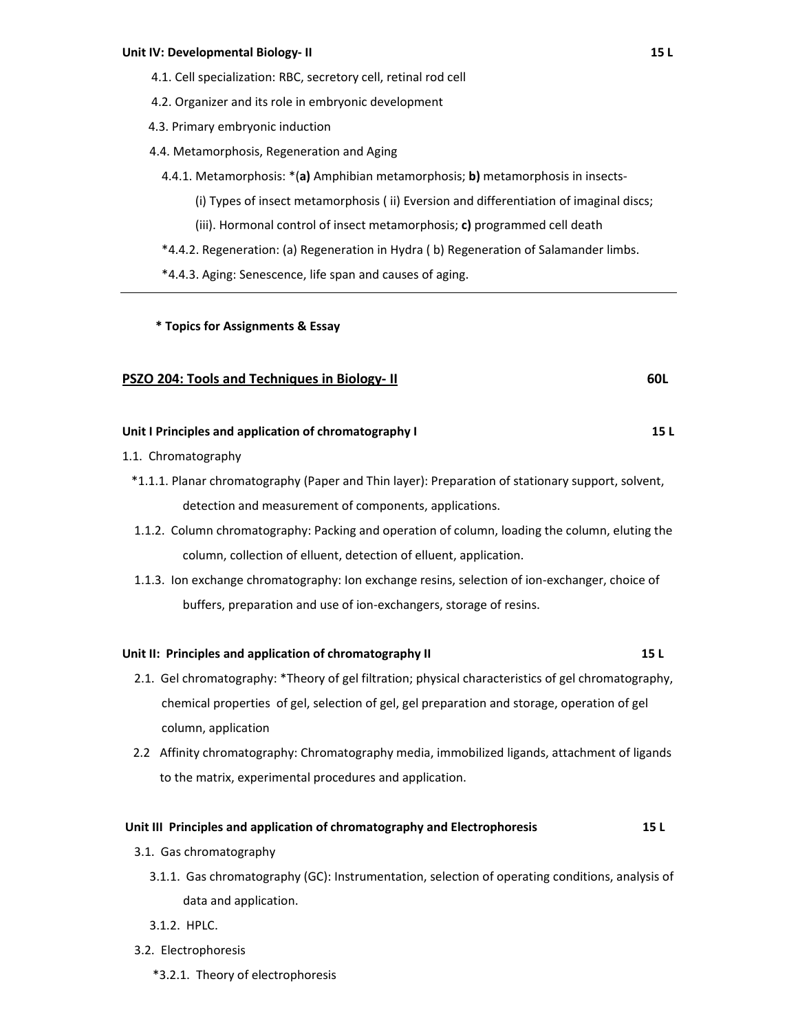**Unit IV: Developmental Biology- II** **15 L**

- 4.1. Cell specialization: RBC, secretory cell, retinal rod cell
- 4.2. Organizer and its role in embryonic development
- 4.3. Primary embryonic induction
- 4.4. Metamorphosis, Regeneration and Aging
  - 4.4.1. Metamorphosis: *(**a)** Amphibian metamorphosis; **b)** metamorphosis in insects-
    - (i) Types of insect metamorphosis ( ii) Eversion and differentiation of imaginal discs;
    - (iii). Hormonal control of insect metamorphosis; **c)** programmed cell death
  - *4.4.2. Regeneration: (a) Regeneration in Hydra ( b) Regeneration of Salamander limbs.
  - *4.4.3. Aging: Senescence, life span and causes of aging.

---

**\* Topics for Assignments & Essay**

## PSZO 204: Tools and Techniques in Biology- II **60L**

**Unit I Principles and application of chromatography I** **15 L**

1.1. Chromatography

- *1.1.1. Planar chromatography (Paper and Thin layer): Preparation of stationary support, solvent, detection and measurement of components, applications.
- 1.1.2. Column chromatography: Packing and operation of column, loading the column, eluting the column, collection of elluent, detection of elluent, application.
- 1.1.3. Ion exchange chromatography: Ion exchange resins, selection of ion-exchanger, choice of buffers, preparation and use of ion-exchangers, storage of resins.

**Unit II: Principles and application of chromatography II** **15 L**

- 2.1. Gel chromatography: *Theory of gel filtration; physical characteristics of gel chromatography, chemical properties of gel, selection of gel, gel preparation and storage, operation of gel column, application
- 2.2 Affinity chromatography: Chromatography media, immobilized ligands, attachment of ligands to the matrix, experimental procedures and application.

**Unit III Principles and application of chromatography and Electrophoresis** **15 L**

- 3.1. Gas chromatography
  - 3.1.1. Gas chromatography (GC): Instrumentation, selection of operating conditions, analysis of data and application.
  - 3.1.2. HPLC.
- 3.2. Electrophoresis
  - *3.2.1. Theory of electrophoresis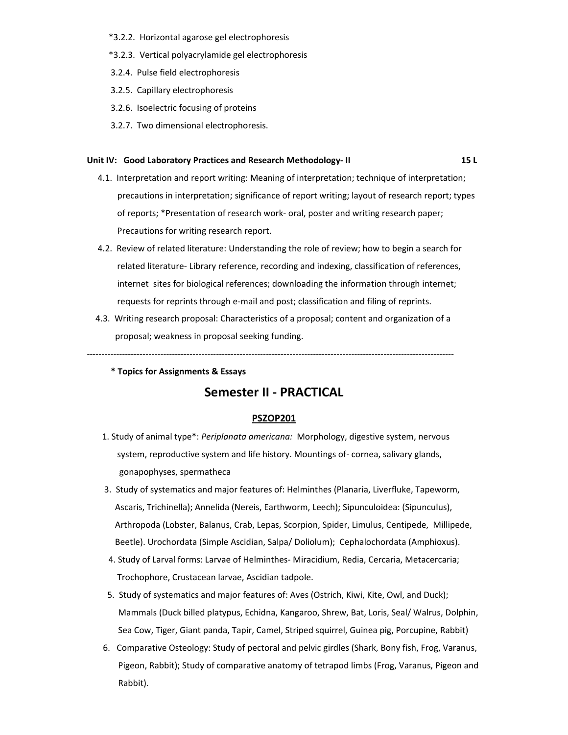*3.2.2. Horizontal agarose gel electrophoresis

*3.2.3. Vertical polyacrylamide gel electrophoresis

3.2.4. Pulse field electrophoresis

3.2.5. Capillary electrophoresis

3.2.6. Isoelectric focusing of proteins

3.2.7. Two dimensional electrophoresis.

**Unit IV: Good Laboratory Practices and Research Methodology- II** **15 L**

4.1. Interpretation and report writing: Meaning of interpretation; technique of interpretation; precautions in interpretation; significance of report writing; layout of research report; types of reports; *Presentation of research work- oral, poster and writing research paper; Precautions for writing research report.

4.2. Review of related literature: Understanding the role of review; how to begin a search for related literature- Library reference, recording and indexing, classification of references, internet sites for biological references; downloading the information through internet; requests for reprints through e-mail and post; classification and filing of reprints.

4.3. Writing research proposal: Characteristics of a proposal; content and organization of a proposal; weakness in proposal seeking funding.

---

**\* Topics for Assignments & Essays**

## Semester II - PRACTICAL

### PSZOP201

1. Study of animal type*: *Periplanata americana:* Morphology, digestive system, nervous system, reproductive system and life history. Mountings of- cornea, salivary glands, gonapophyses, spermatheca

3. Study of systematics and major features of: Helminthes (Planaria, Liverfluke, Tapeworm, Ascaris, Trichinella); Annelida (Nereis, Earthworm, Leech); Sipunculoidea: (Sipunculus), Arthropoda (Lobster, Balanus, Crab, Lepas, Scorpion, Spider, Limulus, Centipede, Millipede, Beetle). Urochordata (Simple Ascidian, Salpa/ Doliolum); Cephalochordata (Amphioxus).

4. Study of Larval forms: Larvae of Helminthes- Miracidium, Redia, Cercaria, Metacercaria; Trochophore, Crustacean larvae, Ascidian tadpole.

5. Study of systematics and major features of: Aves (Ostrich, Kiwi, Kite, Owl, and Duck); Mammals (Duck billed platypus, Echidna, Kangaroo, Shrew, Bat, Loris, Seal/ Walrus, Dolphin, Sea Cow, Tiger, Giant panda, Tapir, Camel, Striped squirrel, Guinea pig, Porcupine, Rabbit)

6. Comparative Osteology: Study of pectoral and pelvic girdles (Shark, Bony fish, Frog, Varanus, Pigeon, Rabbit); Study of comparative anatomy of tetrapod limbs (Frog, Varanus, Pigeon and Rabbit).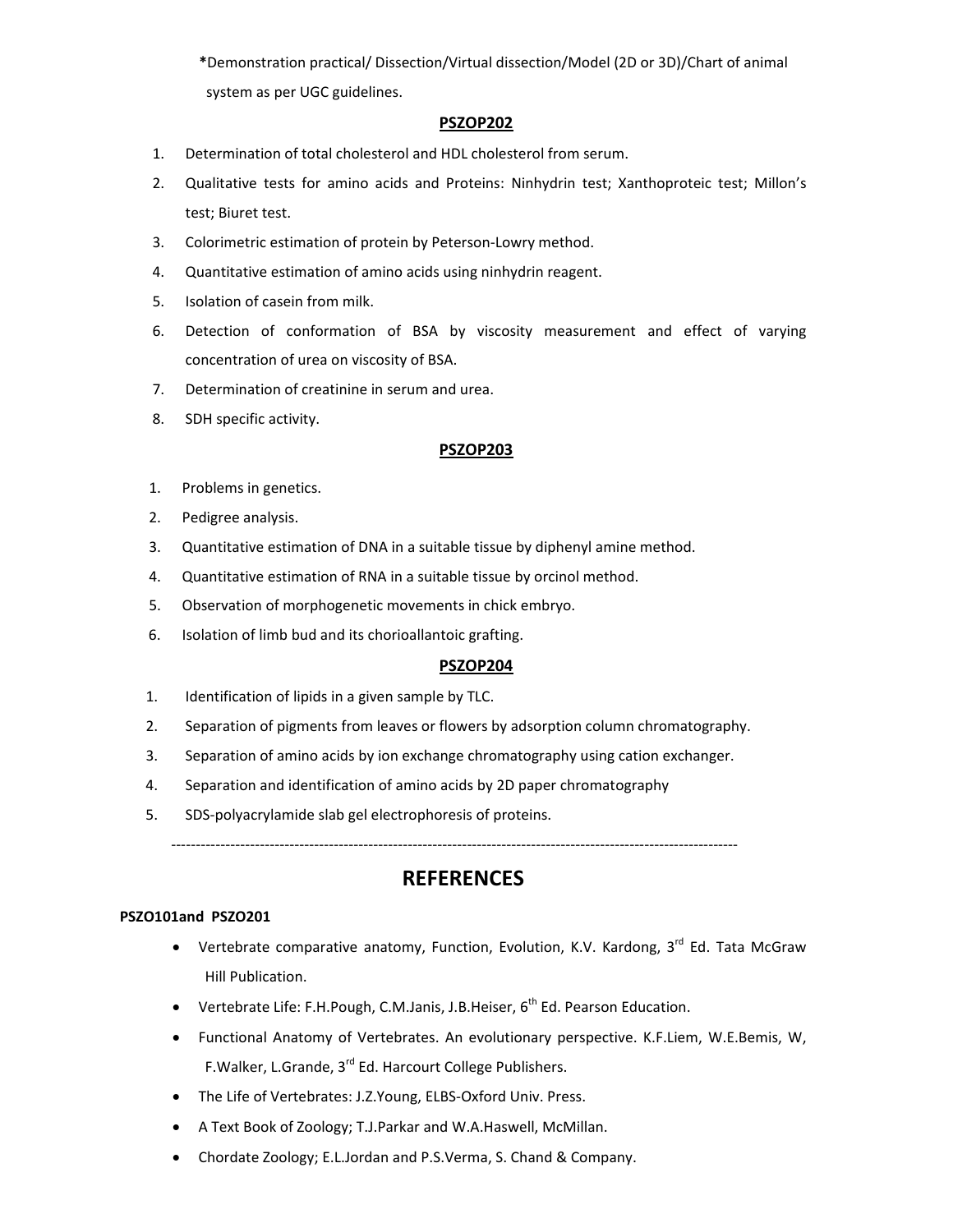*Demonstration practical/ Dissection/Virtual dissection/Model (2D or 3D)/Chart of animal system as per UGC guidelines.

**PSZOP202**

1. Determination of total cholesterol and HDL cholesterol from serum.
2. Qualitative tests for amino acids and Proteins: Ninhydrin test; Xanthoproteic test; Millon's test; Biuret test.
3. Colorimetric estimation of protein by Peterson-Lowry method.
4. Quantitative estimation of amino acids using ninhydrin reagent.
5. Isolation of casein from milk.
6. Detection of conformation of BSA by viscosity measurement and effect of varying concentration of urea on viscosity of BSA.
7. Determination of creatinine in serum and urea.
8. SDH specific activity.

**PSZOP203**

1. Problems in genetics.
2. Pedigree analysis.
3. Quantitative estimation of DNA in a suitable tissue by diphenyl amine method.
4. Quantitative estimation of RNA in a suitable tissue by orcinol method.
5. Observation of morphogenetic movements in chick embryo.
6. Isolation of limb bud and its chorioallantoic grafting.

**PSZOP204**

1. Identification of lipids in a given sample by TLC.
2. Separation of pigments from leaves or flowers by adsorption column chromatography.
3. Separation of amino acids by ion exchange chromatography using cation exchanger.
4. Separation and identification of amino acids by 2D paper chromatography
5. SDS-polyacrylamide slab gel electrophoresis of proteins.

---

# REFERENCES

**PSZO101and PSZO201**

- Vertebrate comparative anatomy, Function, Evolution, K.V. Kardong, 3rd Ed. Tata McGraw Hill Publication.
- Vertebrate Life: F.H.Pough, C.M.Janis, J.B.Heiser, 6th Ed. Pearson Education.
- Functional Anatomy of Vertebrates. An evolutionary perspective. K.F.Liem, W.E.Bemis, W, F.Walker, L.Grande, 3rd Ed. Harcourt College Publishers.
- The Life of Vertebrates: J.Z.Young, ELBS-Oxford Univ. Press.
- A Text Book of Zoology; T.J.Parkar and W.A.Haswell, McMillan.
- Chordate Zoology; E.L.Jordan and P.S.Verma, S. Chand & Company.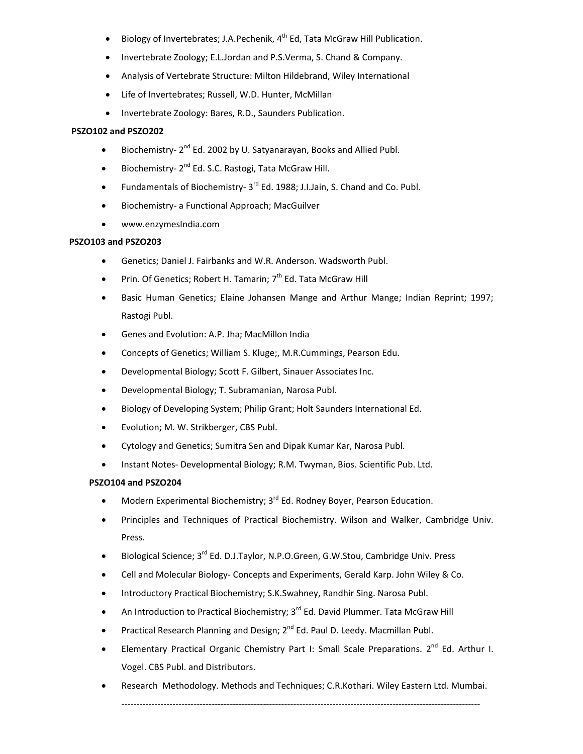- Biology of Invertebrates; J.A.Pechenik, 4th Ed, Tata McGraw Hill Publication.
- Invertebrate Zoology; E.L.Jordan and P.S.Verma, S. Chand & Company.
- Analysis of Vertebrate Structure: Milton Hildebrand, Wiley International
- Life of Invertebrates; Russell, W.D. Hunter, McMillan
- Invertebrate Zoology: Bares, R.D., Saunders Publication.

**PSZO102 and PSZO202**

- Biochemistry- 2nd Ed. 2002 by U. Satyanarayan, Books and Allied Publ.
- Biochemistry- 2nd Ed. S.C. Rastogi, Tata McGraw Hill.
- Fundamentals of Biochemistry- 3rd Ed. 1988; J.I.Jain, S. Chand and Co. Publ.
- Biochemistry- a Functional Approach; MacGuilver
- www.enzymesIndia.com

**PSZO103 and PSZO203**

- Genetics; Daniel J. Fairbanks and W.R. Anderson. Wadsworth Publ.
- Prin. Of Genetics; Robert H. Tamarin; 7th Ed. Tata McGraw Hill
- Basic Human Genetics; Elaine Johansen Mange and Arthur Mange; Indian Reprint; 1997; Rastogi Publ.
- Genes and Evolution: A.P. Jha; MacMillon India
- Concepts of Genetics; William S. Kluge;, M.R.Cummings, Pearson Edu.
- Developmental Biology; Scott F. Gilbert, Sinauer Associates Inc.
- Developmental Biology; T. Subramanian, Narosa Publ.
- Biology of Developing System; Philip Grant; Holt Saunders International Ed.
- Evolution; M. W. Strikberger, CBS Publ.
- Cytology and Genetics; Sumitra Sen and Dipak Kumar Kar, Narosa Publ.
- Instant Notes- Developmental Biology; R.M. Twyman, Bios. Scientific Pub. Ltd.

**PSZO104 and PSZO204**

- Modern Experimental Biochemistry; 3rd Ed. Rodney Boyer, Pearson Education.
- Principles and Techniques of Practical Biochemistry. Wilson and Walker, Cambridge Univ. Press.
- Biological Science; 3rd Ed. D.J.Taylor, N.P.O.Green, G.W.Stou, Cambridge Univ. Press
- Cell and Molecular Biology- Concepts and Experiments, Gerald Karp. John Wiley & Co.
- Introductory Practical Biochemistry; S.K.Swahney, Randhir Sing. Narosa Publ.
- An Introduction to Practical Biochemistry; 3rd Ed. David Plummer. Tata McGraw Hill
- Practical Research Planning and Design; 2nd Ed. Paul D. Leedy. Macmillan Publ.
- Elementary Practical Organic Chemistry Part I: Small Scale Preparations. 2nd Ed. Arthur I. Vogel. CBS Publ. and Distributors.
- Research Methodology. Methods and Techniques; C.R.Kothari. Wiley Eastern Ltd. Mumbai.

---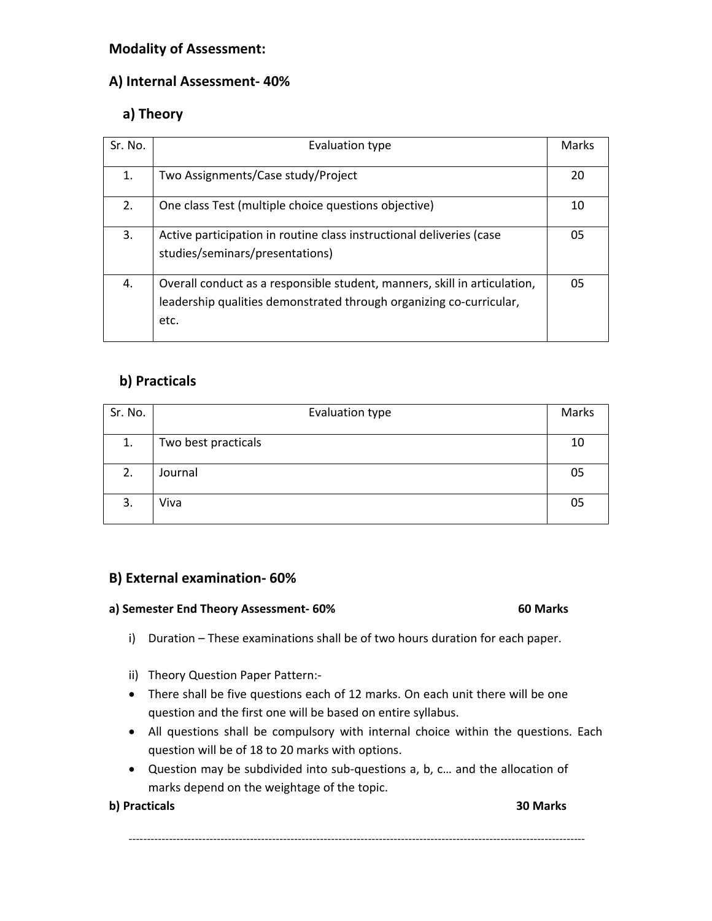## Modality of Assessment:

## A) Internal Assessment- 40%

### a) Theory

| Sr. No. | Evaluation type | Marks |
|---|---|---|
| 1. | Two Assignments/Case study/Project | 20 |
| 2. | One class Test (multiple choice questions objective) | 10 |
| 3. | Active participation in routine class instructional deliveries (case studies/seminars/presentations) | 05 |
| 4. | Overall conduct as a responsible student, manners, skill in articulation, leadership qualities demonstrated through organizing co-curricular, etc. | 05 |

### b) Practicals

| Sr. No. | Evaluation type | Marks |
|---|---|---|
| 1. | Two best practicals | 10 |
| 2. | Journal | 05 |
| 3. | Viva | 05 |

## B) External examination- 60%

**a) Semester End Theory Assessment- 60% 60 Marks**

i) Duration – These examinations shall be of two hours duration for each paper.

ii) Theory Question Paper Pattern:-

- There shall be five questions each of 12 marks. On each unit there will be one question and the first one will be based on entire syllabus.
- All questions shall be compulsory with internal choice within the questions. Each question will be of 18 to 20 marks with options.
- Question may be subdivided into sub-questions a, b, c… and the allocation of marks depend on the weightage of the topic.

**b) Practicals 30 Marks**

---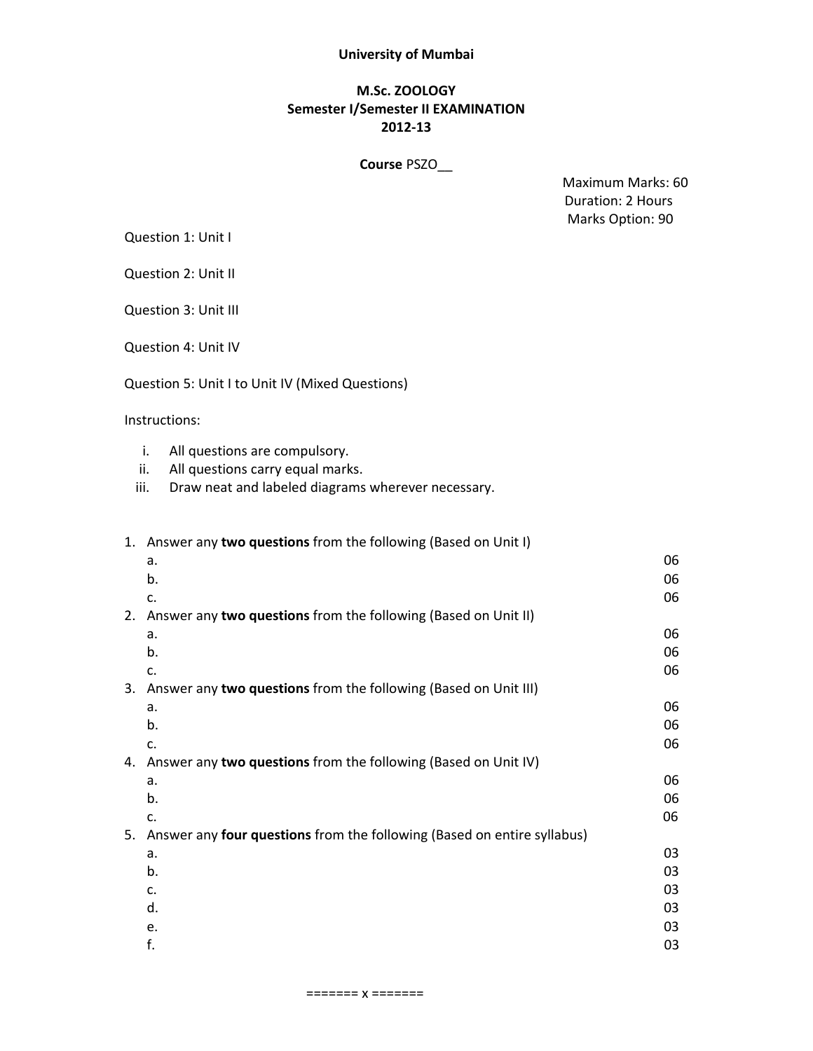**University of Mumbai**

**M.Sc. ZOOLOGY**
**Semester I/Semester II EXAMINATION**
**2012-13**

**Course** PSZO__

Maximum Marks: 60
Duration: 2 Hours
Marks Option: 90

Question 1: Unit I

Question 2: Unit II

Question 3: Unit III

Question 4: Unit IV

Question 5: Unit I to Unit IV (Mixed Questions)

Instructions:

i. All questions are compulsory.
ii. All questions carry equal marks.
iii. Draw neat and labeled diagrams wherever necessary.

| | |
|---|---|
| 1. Answer any **two questions** from the following (Based on Unit I) | |
| a. | 06 |
| b. | 06 |
| c. | 06 |
| 2. Answer any **two questions** from the following (Based on Unit II) | |
| a. | 06 |
| b. | 06 |
| c. | 06 |
| 3. Answer any **two questions** from the following (Based on Unit III) | |
| a. | 06 |
| b. | 06 |
| c. | 06 |
| 4. Answer any **two questions** from the following (Based on Unit IV) | |
| a. | 06 |
| b. | 06 |
| c. | 06 |
| 5. Answer any **four questions** from the following (Based on entire syllabus) | |
| a. | 03 |
| b. | 03 |
| c. | 03 |
| d. | 03 |
| e. | 03 |
| f. | 03 |

======= x =======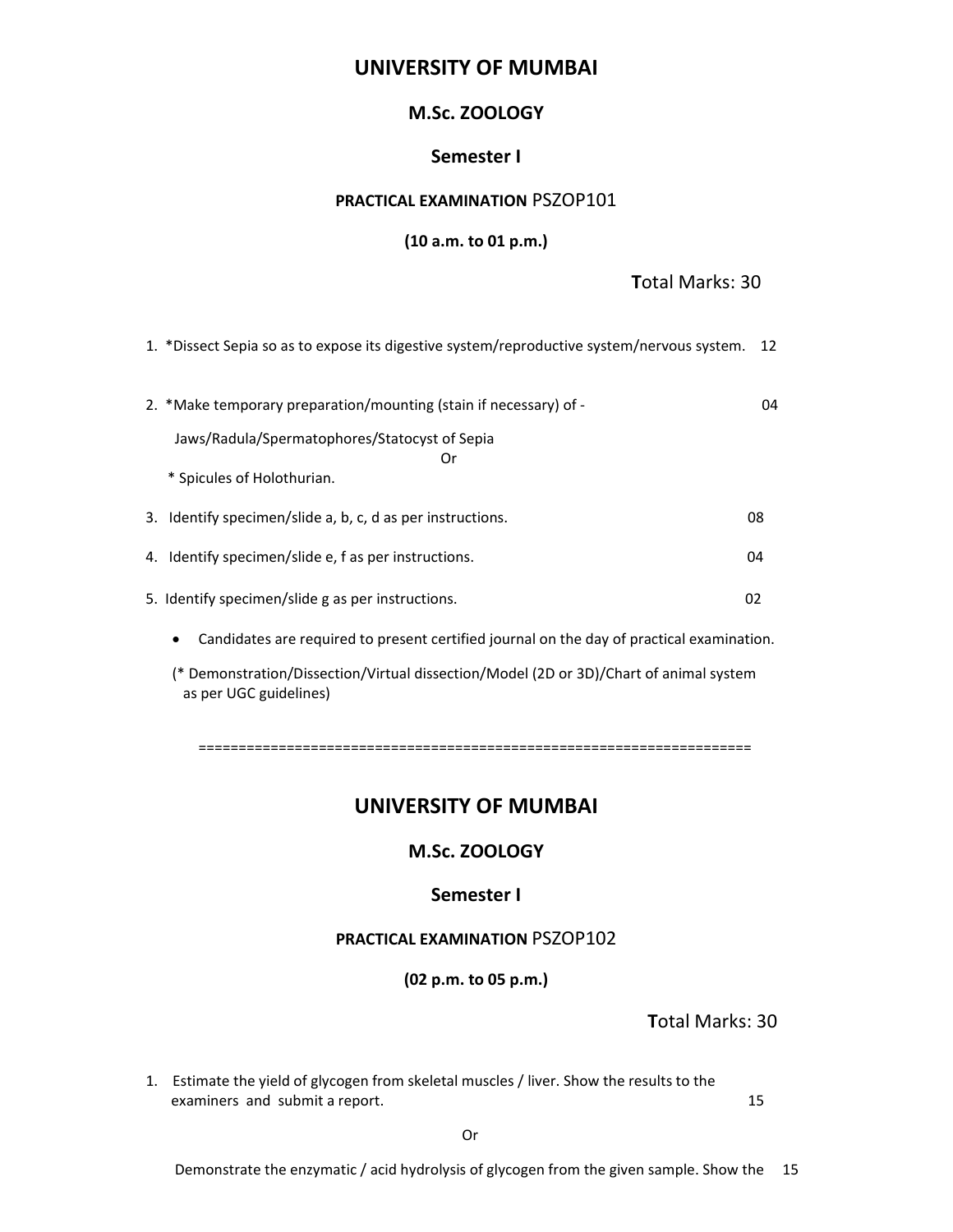# UNIVERSITY OF MUMBAI

## M.Sc. ZOOLOGY

### Semester I

**PRACTICAL EXAMINATION** PSZOP101

**(10 a.m. to 01 p.m.)**

**T**otal Marks: 30

1. *Dissect Sepia so as to expose its digestive system/reproductive system/nervous system. 12

2. *Make temporary preparation/mounting (stain if necessary) of - 04

   Jaws/Radula/Spermatophores/Statocyst of Sepia

   Or

   * Spicules of Holothurian.

3. Identify specimen/slide a, b, c, d as per instructions. 08

4. Identify specimen/slide e, f as per instructions. 04

5. Identify specimen/slide g as per instructions. 02

- Candidates are required to present certified journal on the day of practical examination.

(* Demonstration/Dissection/Virtual dissection/Model (2D or 3D)/Chart of animal system as per UGC guidelines)

====================================================================

# UNIVERSITY OF MUMBAI

## M.Sc. ZOOLOGY

### Semester I

**PRACTICAL EXAMINATION** PSZOP102

**(02 p.m. to 05 p.m.)**

**T**otal Marks: 30

1. Estimate the yield of glycogen from skeletal muscles / liver. Show the results to the examiners and submit a report. 15

   Or

   Demonstrate the enzymatic / acid hydrolysis of glycogen from the given sample. Show the 15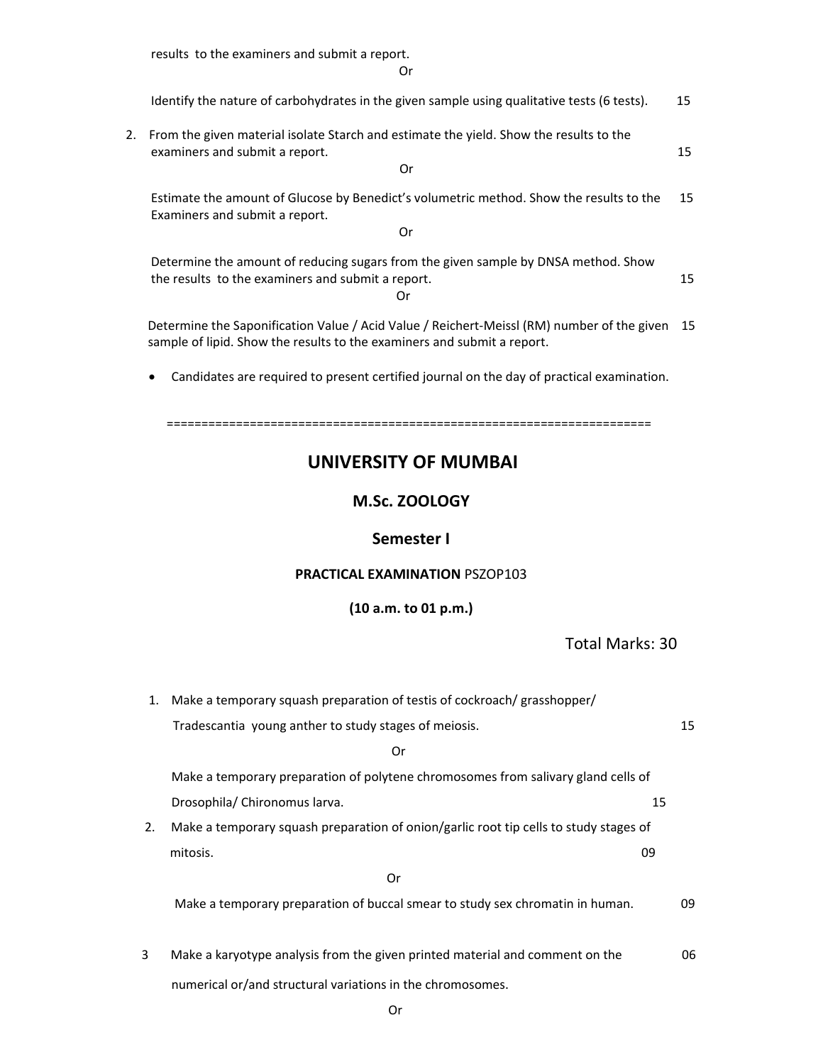results to the examiners and submit a report.

Or

Identify the nature of carbohydrates in the given sample using qualitative tests (6 tests). 15

2. From the given material isolate Starch and estimate the yield. Show the results to the examiners and submit a report. 15

Or

Estimate the amount of Glucose by Benedict's volumetric method. Show the results to the Examiners and submit a report. 15

Or

Determine the amount of reducing sugars from the given sample by DNSA method. Show the results to the examiners and submit a report. 15

Or

Determine the Saponification Value / Acid Value / Reichert-Meissl (RM) number of the given sample of lipid. Show the results to the examiners and submit a report. 15

- Candidates are required to present certified journal on the day of practical examination.

====================================================================

# UNIVERSITY OF MUMBAI

## M.Sc. ZOOLOGY

## Semester I

**PRACTICAL EXAMINATION** PSZOP103

**(10 a.m. to 01 p.m.)**

Total Marks: 30

1. Make a temporary squash preparation of testis of cockroach/ grasshopper/ Tradescantia young anther to study stages of meiosis. 15

   Or

   Make a temporary preparation of polytene chromosomes from salivary gland cells of Drosophila/ Chironomus larva. 15

2. Make a temporary squash preparation of onion/garlic root tip cells to study stages of mitosis. 09

   Or

   Make a temporary preparation of buccal smear to study sex chromatin in human. 09

3. Make a karyotype analysis from the given printed material and comment on the numerical or/and structural variations in the chromosomes. 06

   Or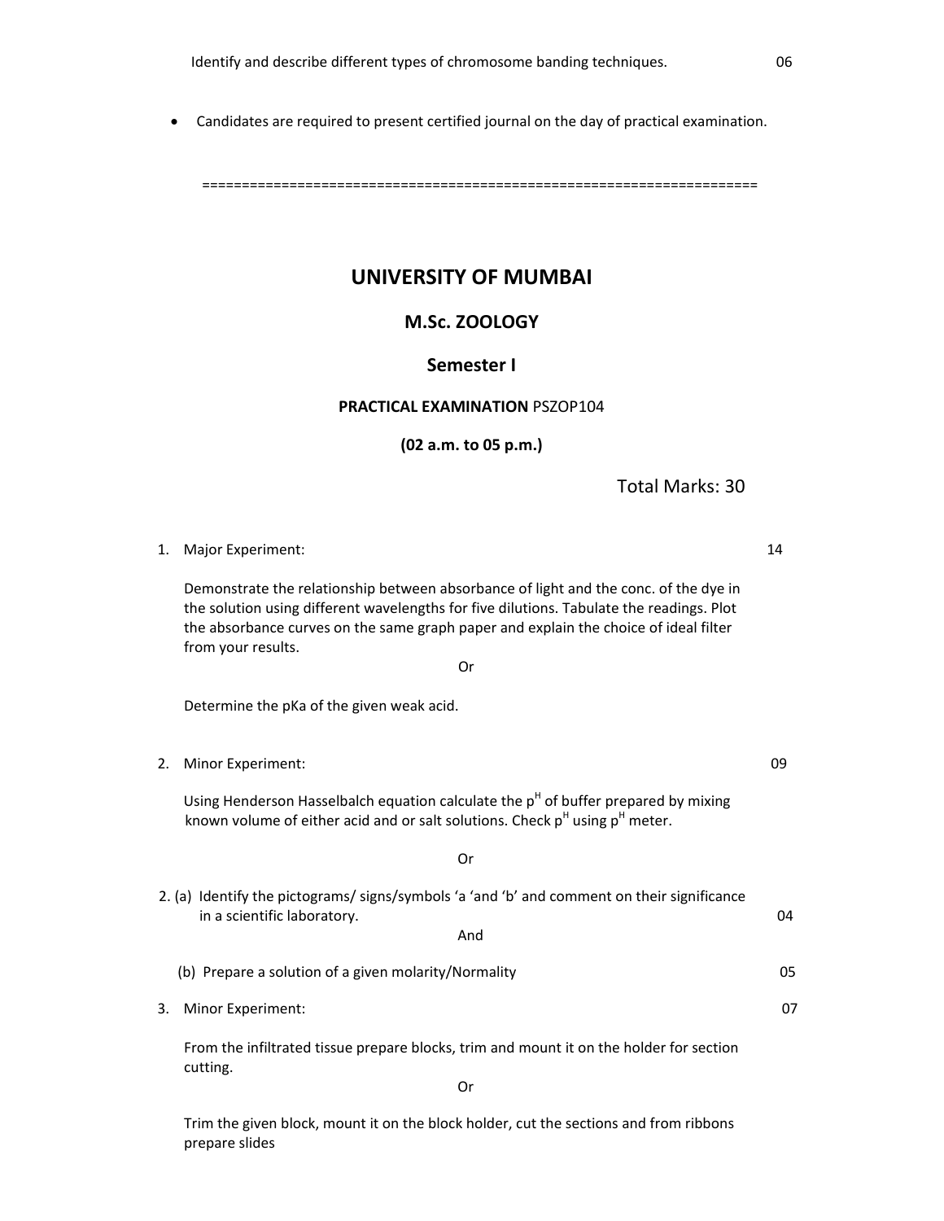Identify and describe different types of chromosome banding techniques. 06

- Candidates are required to present certified journal on the day of practical examination.

====================================================================

# UNIVERSITY OF MUMBAI

## M.Sc. ZOOLOGY

## Semester I

**PRACTICAL EXAMINATION** PSZOP104

**(02 a.m. to 05 p.m.)**

Total Marks: 30

1. Major Experiment: 14

   Demonstrate the relationship between absorbance of light and the conc. of the dye in the solution using different wavelengths for five dilutions. Tabulate the readings. Plot the absorbance curves on the same graph paper and explain the choice of ideal filter from your results.

   Or

   Determine the pKa of the given weak acid.

2. Minor Experiment: 09

   Using Henderson Hasselbalch equation calculate the $p^H$ of buffer prepared by mixing known volume of either acid and or salt solutions. Check $p^H$ using $p^H$ meter.

   Or

2. (a) Identify the pictograms/ signs/symbols 'a 'and 'b' and comment on their significance in a scientific laboratory. 04

   And

   (b) Prepare a solution of a given molarity/Normality 05

3. Minor Experiment: 07

   From the infiltrated tissue prepare blocks, trim and mount it on the holder for section cutting.

   Or

   Trim the given block, mount it on the block holder, cut the sections and from ribbons prepare slides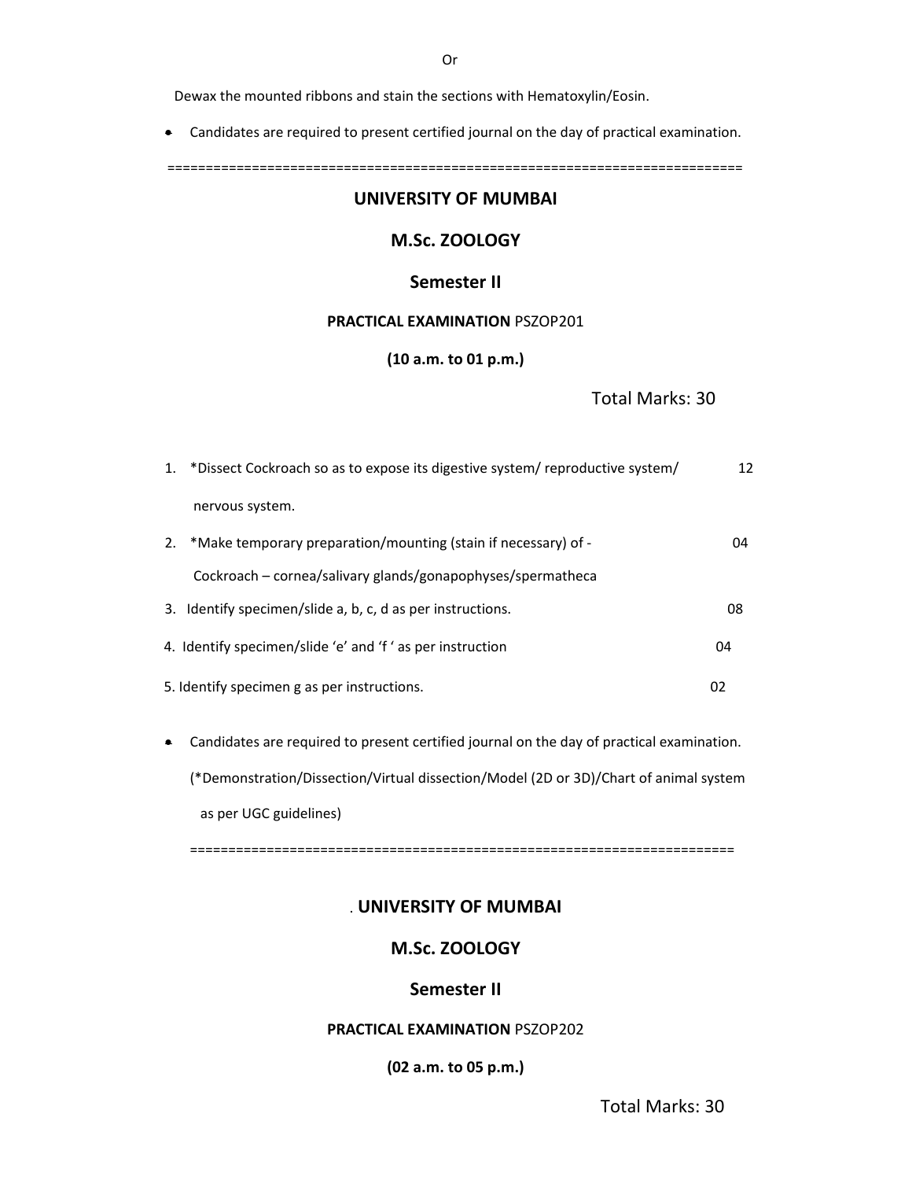Or

Dewax the mounted ribbons and stain the sections with Hematoxylin/Eosin.

- Candidates are required to present certified journal on the day of practical examination.

===========================================================================

## UNIVERSITY OF MUMBAI

## M.Sc. ZOOLOGY

## Semester II

**PRACTICAL EXAMINATION** PSZOP201

**(10 a.m. to 01 p.m.)**

Total Marks: 30

| | | |
|---|---|---|
| 1. | *Dissect Cockroach so as to expose its digestive system/ reproductive system/ nervous system. | 12 |
| 2. | *Make temporary preparation/mounting (stain if necessary) of - Cockroach – cornea/salivary glands/gonapophyses/spermatheca | 04 |
| 3. | Identify specimen/slide a, b, c, d as per instructions. | 08 |
| 4. | Identify specimen/slide 'e' and 'f ' as per instruction | 04 |
| 5. | Identify specimen g as per instructions. | 02 |

- Candidates are required to present certified journal on the day of practical examination.

(*Demonstration/Dissection/Virtual dissection/Model (2D or 3D)/Chart of animal system as per UGC guidelines)

=======================================================================

## . UNIVERSITY OF MUMBAI

## M.Sc. ZOOLOGY

## Semester II

**PRACTICAL EXAMINATION** PSZOP202

**(02 a.m. to 05 p.m.)**

Total Marks: 30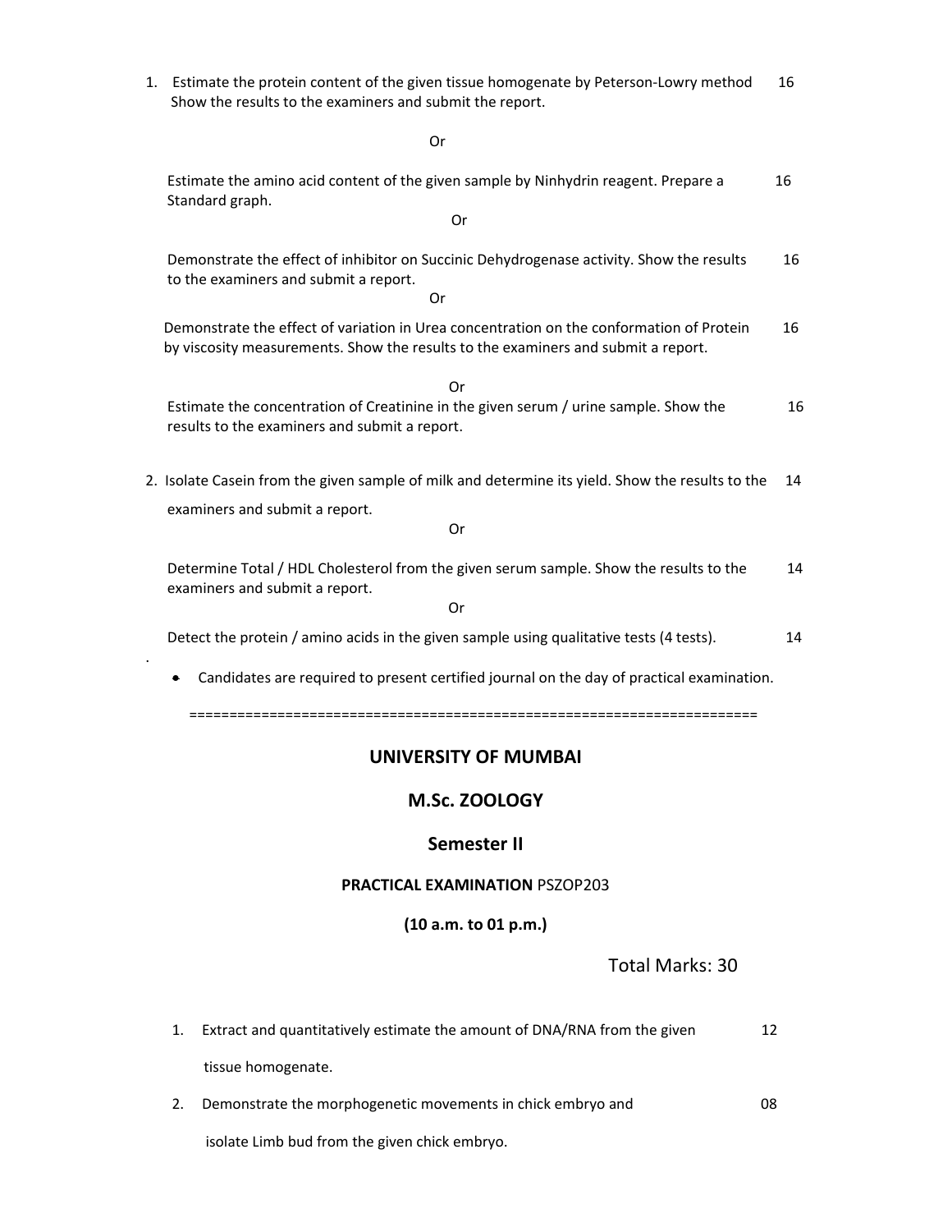1. Estimate the protein content of the given tissue homogenate by Peterson-Lowry method Show the results to the examiners and submit the report. 16

Or

Estimate the amino acid content of the given sample by Ninhydrin reagent. Prepare a Standard graph. 16

Or

Demonstrate the effect of inhibitor on Succinic Dehydrogenase activity. Show the results to the examiners and submit a report. 16

Or

Demonstrate the effect of variation in Urea concentration on the conformation of Protein by viscosity measurements. Show the results to the examiners and submit a report. 16

Or

Estimate the concentration of Creatinine in the given serum / urine sample. Show the results to the examiners and submit a report. 16

2. Isolate Casein from the given sample of milk and determine its yield. Show the results to the examiners and submit a report. 14

Or

Determine Total / HDL Cholesterol from the given serum sample. Show the results to the examiners and submit a report. 14

Or

Detect the protein / amino acids in the given sample using qualitative tests (4 tests). 14

- Candidates are required to present certified journal on the day of practical examination.

======================================================================

## UNIVERSITY OF MUMBAI

## M.Sc. ZOOLOGY

## Semester II

**PRACTICAL EXAMINATION** PSZOP203

**(10 a.m. to 01 p.m.)**

Total Marks: 30

1. Extract and quantitatively estimate the amount of DNA/RNA from the given tissue homogenate. 12
2. Demonstrate the morphogenetic movements in chick embryo and isolate Limb bud from the given chick embryo. 08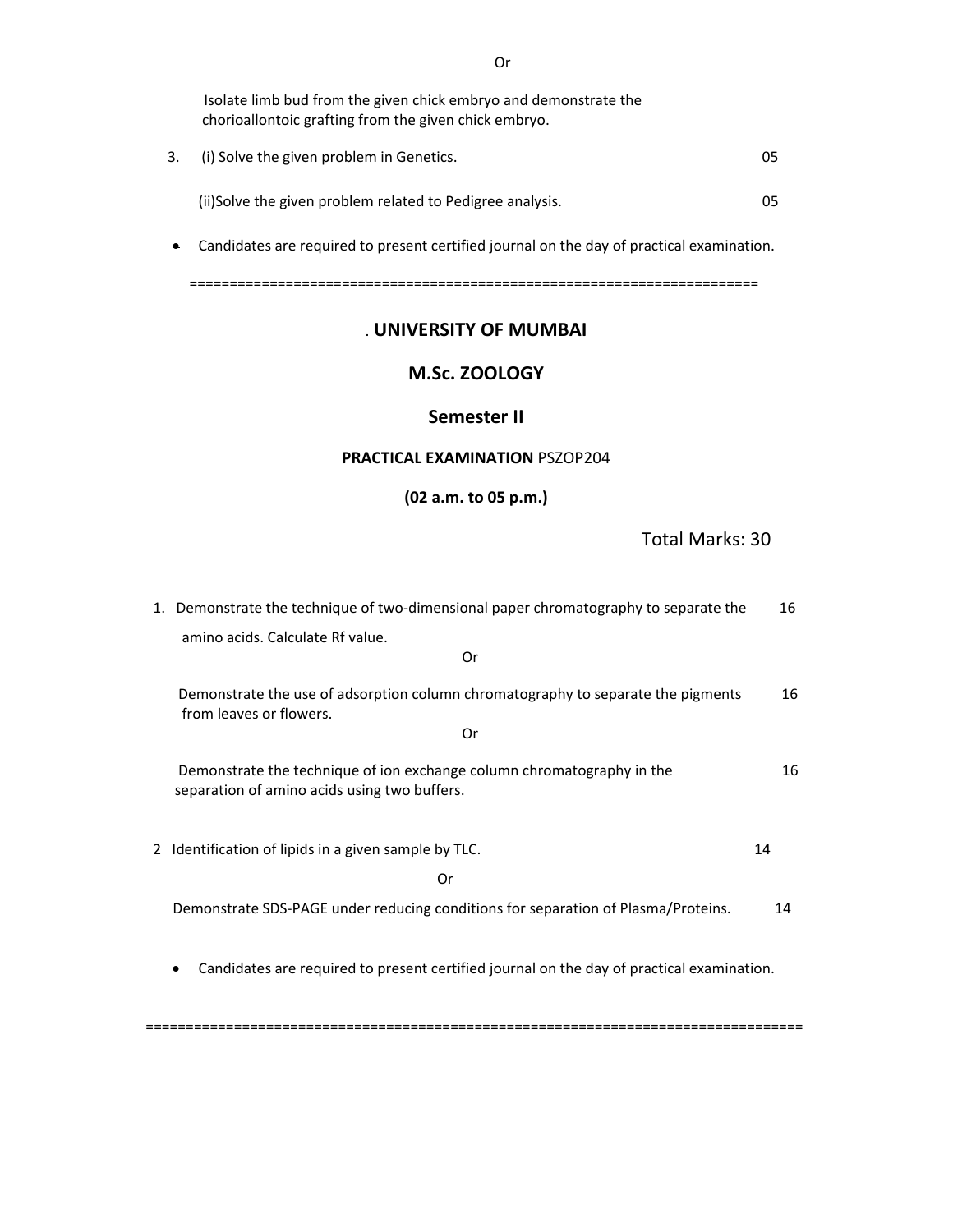Or

Isolate limb bud from the given chick embryo and demonstrate the chorioallontoic grafting from the given chick embryo.

3. (i) Solve the given problem in Genetics. 05

(ii)Solve the given problem related to Pedigree analysis. 05

- Candidates are required to present certified journal on the day of practical examination.

======================================================================

## . UNIVERSITY OF MUMBAI

## M.Sc. ZOOLOGY

## Semester II

**PRACTICAL EXAMINATION** PSZOP204

**(02 a.m. to 05 p.m.)**

Total Marks: 30

1. Demonstrate the technique of two-dimensional paper chromatography to separate the amino acids. Calculate Rf value. 16

Or

Demonstrate the use of adsorption column chromatography to separate the pigments from leaves or flowers. 16

Or

Demonstrate the technique of ion exchange column chromatography in the separation of amino acids using two buffers. 16

2 Identification of lipids in a given sample by TLC. 14

Or

Demonstrate SDS-PAGE under reducing conditions for separation of Plasma/Proteins. 14

- Candidates are required to present certified journal on the day of practical examination.

================================================================================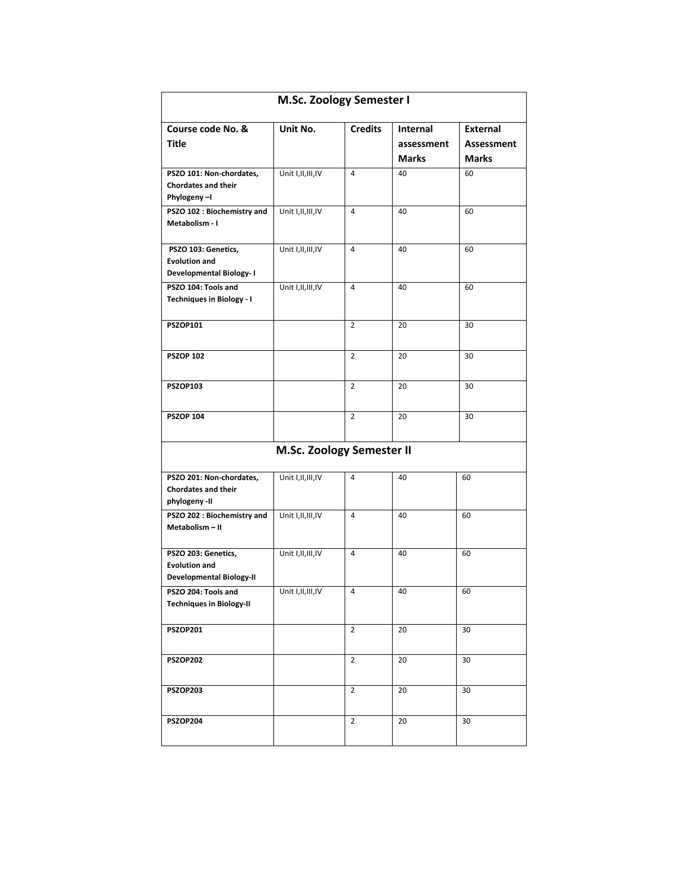| M.Sc. Zoology Semester I | | | | |
|---|---|---|---|---|
| **Course code No. & Title** | **Unit No.** | **Credits** | **Internal assessment Marks** | **External Assessment Marks** |
| **PSZO 101: Non-chordates, Chordates and their Phylogeny –I** | Unit I,II,III,IV | 4 | 40 | 60 |
| **PSZO 102 : Biochemistry and Metabolism - I** | Unit I,II,III,IV | 4 | 40 | 60 |
| **PSZO 103: Genetics, Evolution and Developmental Biology- I** | Unit I,II,III,IV | 4 | 40 | 60 |
| **PSZO 104: Tools and Techniques in Biology - I** | Unit I,II,III,IV | 4 | 40 | 60 |
| **PSZOP101** | | 2 | 20 | 30 |
| **PSZOP 102** | | 2 | 20 | 30 |
| **PSZOP103** | | 2 | 20 | 30 |
| **PSZOP 104** | | 2 | 20 | 30 |
| **M.Sc. Zoology Semester II** | | | | |
| **PSZO 201: Non-chordates, Chordates and their phylogeny -II** | Unit I,II,III,IV | 4 | 40 | 60 |
| **PSZO 202 : Biochemistry and Metabolism – II** | Unit I,II,III,IV | 4 | 40 | 60 |
| **PSZO 203: Genetics, Evolution and Developmental Biology-II** | Unit I,II,III,IV | 4 | 40 | 60 |
| **PSZO 204: Tools and Techniques in Biology-II** | Unit I,II,III,IV | 4 | 40 | 60 |
| **PSZOP201** | | 2 | 20 | 30 |
| **PSZOP202** | | 2 | 20 | 30 |
| **PSZOP203** | | 2 | 20 | 30 |
| **PSZOP204** | | 2 | 20 | 30 |